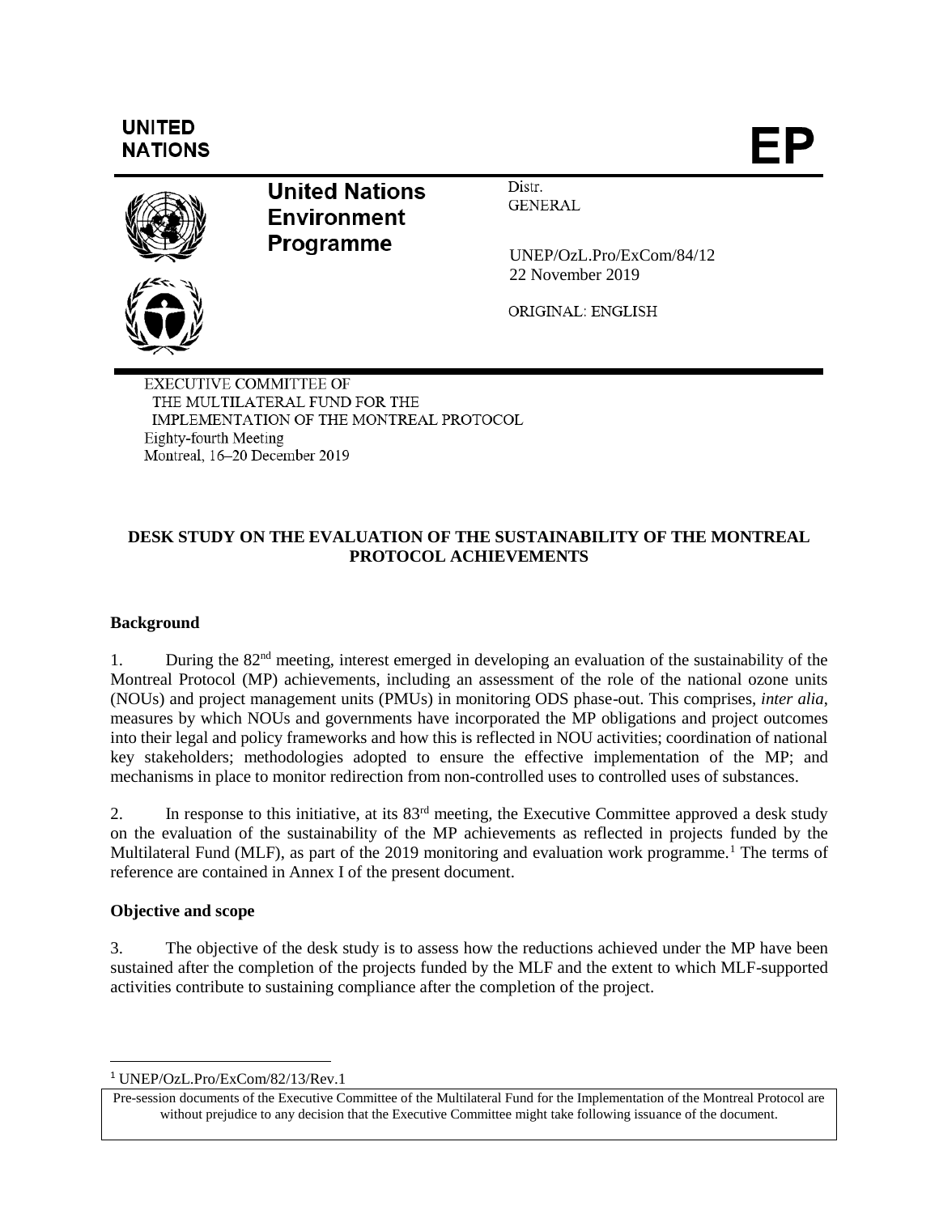UNITED NATIONS

# EP

**United Nations Environment Programme**

Distr.
GENERAL

UNEP/OzL.Pro/ExCom/84/12
22 November 2019

ORIGINAL: ENGLISH

EXECUTIVE COMMITTEE OF
THE MULTILATERAL FUND FOR THE
IMPLEMENTATION OF THE MONTREAL PROTOCOL
Eighty-fourth Meeting
Montreal, 16–20 December 2019

## DESK STUDY ON THE EVALUATION OF THE SUSTAINABILITY OF THE MONTREAL PROTOCOL ACHIEVEMENTS

### Background

1. During the 82nd meeting, interest emerged in developing an evaluation of the sustainability of the Montreal Protocol (MP) achievements, including an assessment of the role of the national ozone units (NOUs) and project management units (PMUs) in monitoring ODS phase-out. This comprises, *inter alia*, measures by which NOUs and governments have incorporated the MP obligations and project outcomes into their legal and policy frameworks and how this is reflected in NOU activities; coordination of national key stakeholders; methodologies adopted to ensure the effective implementation of the MP; and mechanisms in place to monitor redirection from non-controlled uses to controlled uses of substances.

2. In response to this initiative, at its 83rd meeting, the Executive Committee approved a desk study on the evaluation of the sustainability of the MP achievements as reflected in projects funded by the Multilateral Fund (MLF), as part of the 2019 monitoring and evaluation work programme.[1] The terms of reference are contained in Annex I of the present document.

### Objective and scope

3. The objective of the desk study is to assess how the reductions achieved under the MP have been sustained after the completion of the projects funded by the MLF and the extent to which MLF-supported activities contribute to sustaining compliance after the completion of the project.

[1] UNEP/OzL.Pro/ExCom/82/13/Rev.1

Pre-session documents of the Executive Committee of the Multilateral Fund for the Implementation of the Montreal Protocol are without prejudice to any decision that the Executive Committee might take following issuance of the document.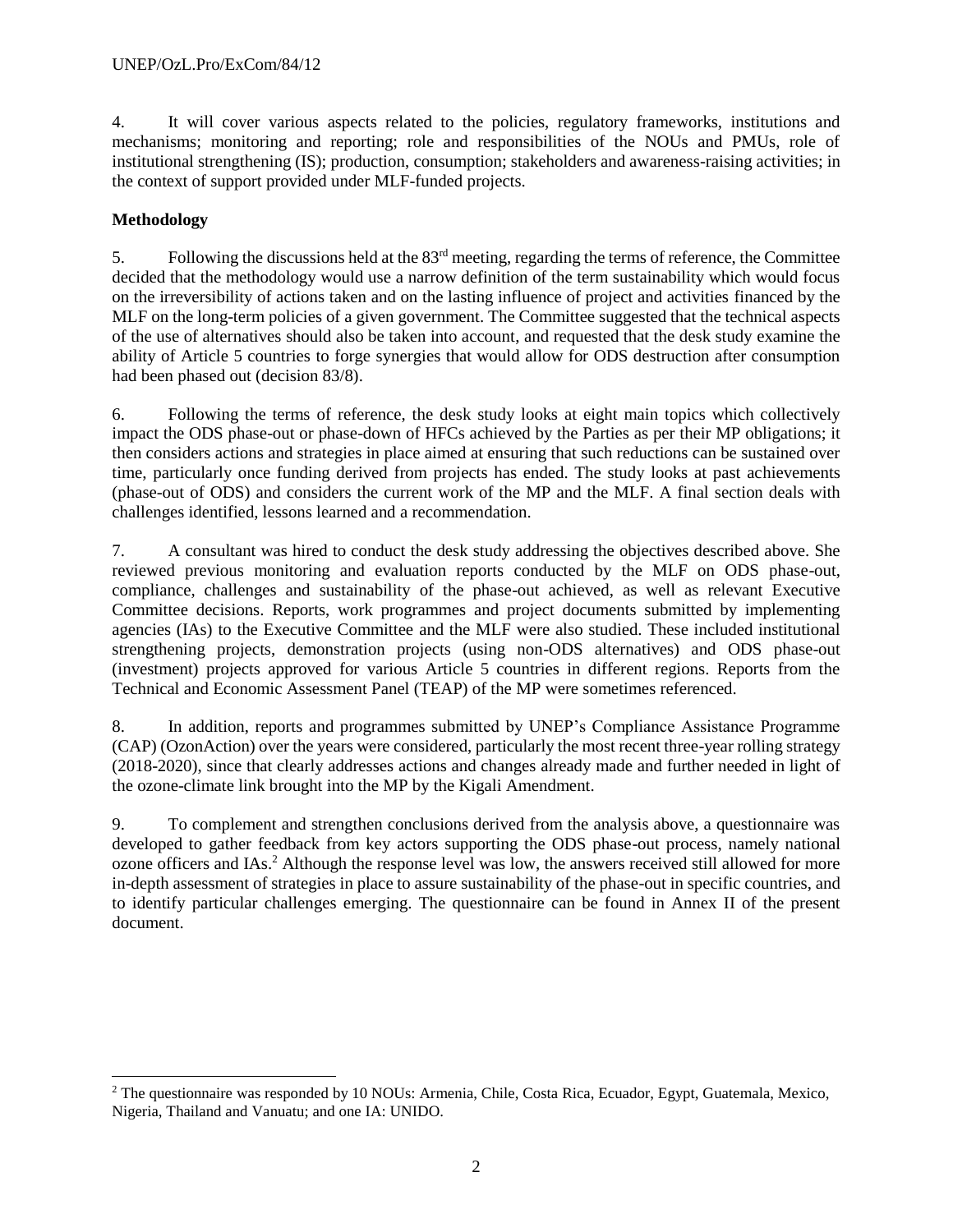4. It will cover various aspects related to the policies, regulatory frameworks, institutions and mechanisms; monitoring and reporting; role and responsibilities of the NOUs and PMUs, role of institutional strengthening (IS); production, consumption; stakeholders and awareness-raising activities; in the context of support provided under MLF-funded projects.

**Methodology**

5. Following the discussions held at the 83rd meeting, regarding the terms of reference, the Committee decided that the methodology would use a narrow definition of the term sustainability which would focus on the irreversibility of actions taken and on the lasting influence of project and activities financed by the MLF on the long-term policies of a given government. The Committee suggested that the technical aspects of the use of alternatives should also be taken into account, and requested that the desk study examine the ability of Article 5 countries to forge synergies that would allow for ODS destruction after consumption had been phased out (decision 83/8).

6. Following the terms of reference, the desk study looks at eight main topics which collectively impact the ODS phase-out or phase-down of HFCs achieved by the Parties as per their MP obligations; it then considers actions and strategies in place aimed at ensuring that such reductions can be sustained over time, particularly once funding derived from projects has ended. The study looks at past achievements (phase-out of ODS) and considers the current work of the MP and the MLF. A final section deals with challenges identified, lessons learned and a recommendation.

7. A consultant was hired to conduct the desk study addressing the objectives described above. She reviewed previous monitoring and evaluation reports conducted by the MLF on ODS phase-out, compliance, challenges and sustainability of the phase-out achieved, as well as relevant Executive Committee decisions. Reports, work programmes and project documents submitted by implementing agencies (IAs) to the Executive Committee and the MLF were also studied. These included institutional strengthening projects, demonstration projects (using non-ODS alternatives) and ODS phase-out (investment) projects approved for various Article 5 countries in different regions. Reports from the Technical and Economic Assessment Panel (TEAP) of the MP were sometimes referenced.

8. In addition, reports and programmes submitted by UNEP's Compliance Assistance Programme (CAP) (OzonAction) over the years were considered, particularly the most recent three-year rolling strategy (2018-2020), since that clearly addresses actions and changes already made and further needed in light of the ozone-climate link brought into the MP by the Kigali Amendment.

9. To complement and strengthen conclusions derived from the analysis above, a questionnaire was developed to gather feedback from key actors supporting the ODS phase-out process, namely national ozone officers and IAs.[2] Although the response level was low, the answers received still allowed for more in-depth assessment of strategies in place to assure sustainability of the phase-out in specific countries, and to identify particular challenges emerging. The questionnaire can be found in Annex II of the present document.

[2] The questionnaire was responded by 10 NOUs: Armenia, Chile, Costa Rica, Ecuador, Egypt, Guatemala, Mexico, Nigeria, Thailand and Vanuatu; and one IA: UNIDO.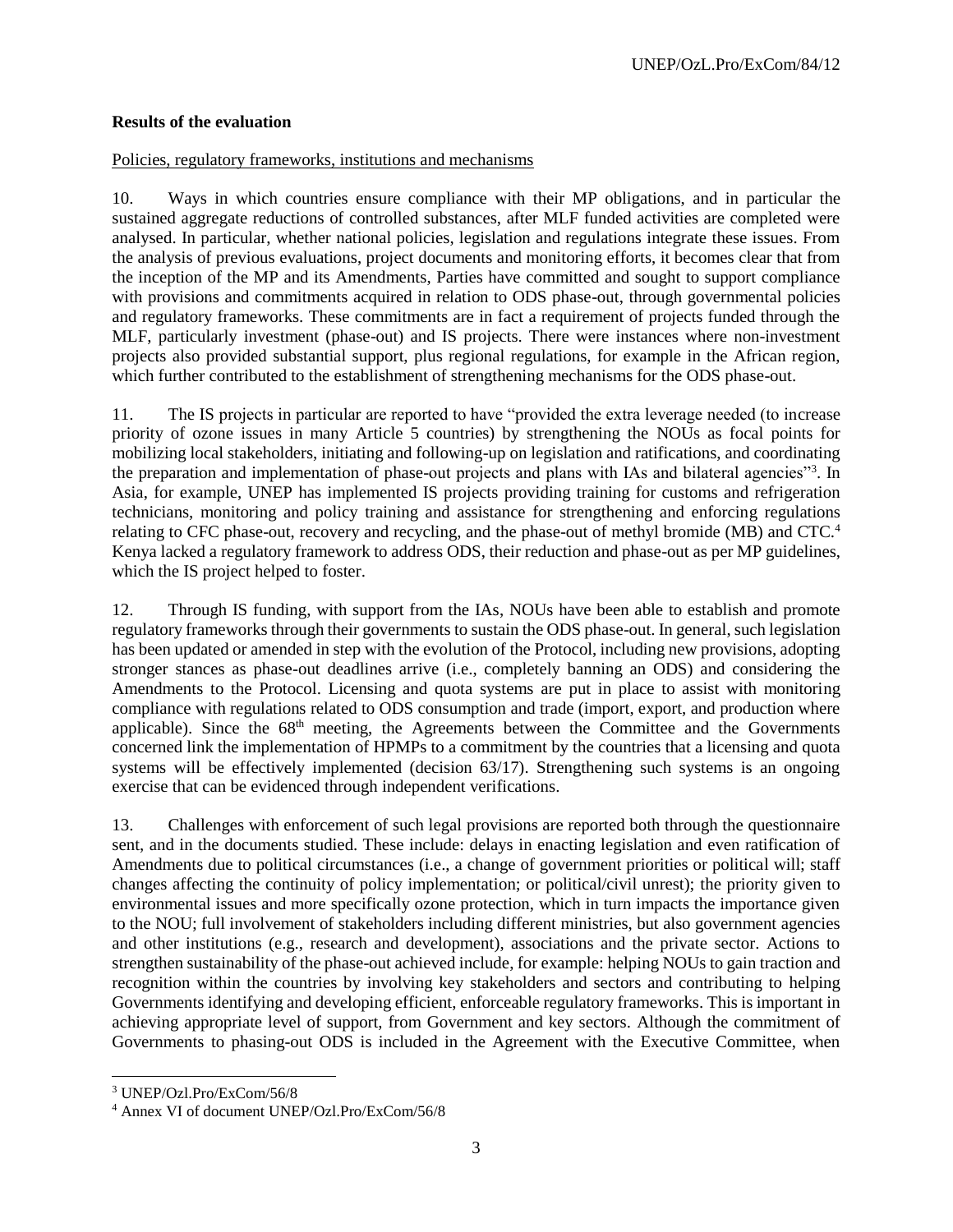**Results of the evaluation**

Policies, regulatory frameworks, institutions and mechanisms

10. Ways in which countries ensure compliance with their MP obligations, and in particular the sustained aggregate reductions of controlled substances, after MLF funded activities are completed were analysed. In particular, whether national policies, legislation and regulations integrate these issues. From the analysis of previous evaluations, project documents and monitoring efforts, it becomes clear that from the inception of the MP and its Amendments, Parties have committed and sought to support compliance with provisions and commitments acquired in relation to ODS phase-out, through governmental policies and regulatory frameworks. These commitments are in fact a requirement of projects funded through the MLF, particularly investment (phase-out) and IS projects. There were instances where non-investment projects also provided substantial support, plus regional regulations, for example in the African region, which further contributed to the establishment of strengthening mechanisms for the ODS phase-out.

11. The IS projects in particular are reported to have "provided the extra leverage needed (to increase priority of ozone issues in many Article 5 countries) by strengthening the NOUs as focal points for mobilizing local stakeholders, initiating and following-up on legislation and ratifications, and coordinating the preparation and implementation of phase-out projects and plans with IAs and bilateral agencies"[3]. In Asia, for example, UNEP has implemented IS projects providing training for customs and refrigeration technicians, monitoring and policy training and assistance for strengthening and enforcing regulations relating to CFC phase-out, recovery and recycling, and the phase-out of methyl bromide (MB) and CTC.[4] Kenya lacked a regulatory framework to address ODS, their reduction and phase-out as per MP guidelines, which the IS project helped to foster.

12. Through IS funding, with support from the IAs, NOUs have been able to establish and promote regulatory frameworks through their governments to sustain the ODS phase-out. In general, such legislation has been updated or amended in step with the evolution of the Protocol, including new provisions, adopting stronger stances as phase-out deadlines arrive (i.e., completely banning an ODS) and considering the Amendments to the Protocol. Licensing and quota systems are put in place to assist with monitoring compliance with regulations related to ODS consumption and trade (import, export, and production where applicable). Since the 68th meeting, the Agreements between the Committee and the Governments concerned link the implementation of HPMPs to a commitment by the countries that a licensing and quota systems will be effectively implemented (decision 63/17). Strengthening such systems is an ongoing exercise that can be evidenced through independent verifications.

13. Challenges with enforcement of such legal provisions are reported both through the questionnaire sent, and in the documents studied. These include: delays in enacting legislation and even ratification of Amendments due to political circumstances (i.e., a change of government priorities or political will; staff changes affecting the continuity of policy implementation; or political/civil unrest); the priority given to environmental issues and more specifically ozone protection, which in turn impacts the importance given to the NOU; full involvement of stakeholders including different ministries, but also government agencies and other institutions (e.g., research and development), associations and the private sector. Actions to strengthen sustainability of the phase-out achieved include, for example: helping NOUs to gain traction and recognition within the countries by involving key stakeholders and sectors and contributing to helping Governments identifying and developing efficient, enforceable regulatory frameworks. This is important in achieving appropriate level of support, from Government and key sectors. Although the commitment of Governments to phasing-out ODS is included in the Agreement with the Executive Committee, when

[3] UNEP/Ozl.Pro/ExCom/56/8

[4] Annex VI of document UNEP/Ozl.Pro/ExCom/56/8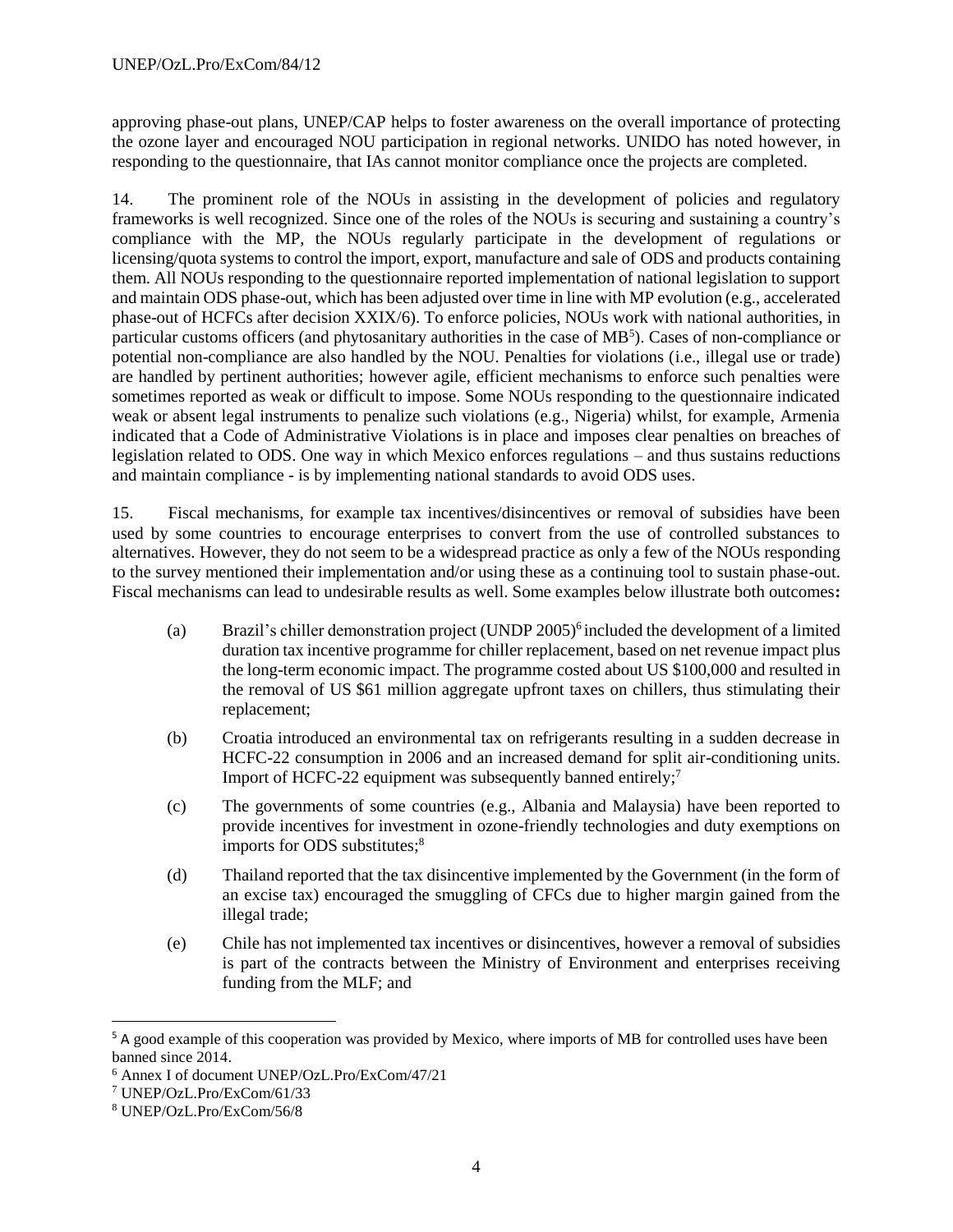approving phase-out plans, UNEP/CAP helps to foster awareness on the overall importance of protecting the ozone layer and encouraged NOU participation in regional networks. UNIDO has noted however, in responding to the questionnaire, that IAs cannot monitor compliance once the projects are completed.

14. The prominent role of the NOUs in assisting in the development of policies and regulatory frameworks is well recognized. Since one of the roles of the NOUs is securing and sustaining a country's compliance with the MP, the NOUs regularly participate in the development of regulations or licensing/quota systems to control the import, export, manufacture and sale of ODS and products containing them. All NOUs responding to the questionnaire reported implementation of national legislation to support and maintain ODS phase-out, which has been adjusted over time in line with MP evolution (e.g., accelerated phase-out of HCFCs after decision XXIX/6). To enforce policies, NOUs work with national authorities, in particular customs officers (and phytosanitary authorities in the case of MB[5]). Cases of non-compliance or potential non-compliance are also handled by the NOU. Penalties for violations (i.e., illegal use or trade) are handled by pertinent authorities; however agile, efficient mechanisms to enforce such penalties were sometimes reported as weak or difficult to impose. Some NOUs responding to the questionnaire indicated weak or absent legal instruments to penalize such violations (e.g., Nigeria) whilst, for example, Armenia indicated that a Code of Administrative Violations is in place and imposes clear penalties on breaches of legislation related to ODS. One way in which Mexico enforces regulations – and thus sustains reductions and maintain compliance - is by implementing national standards to avoid ODS uses.

15. Fiscal mechanisms, for example tax incentives/disincentives or removal of subsidies have been used by some countries to encourage enterprises to convert from the use of controlled substances to alternatives. However, they do not seem to be a widespread practice as only a few of the NOUs responding to the survey mentioned their implementation and/or using these as a continuing tool to sustain phase-out. Fiscal mechanisms can lead to undesirable results as well. Some examples below illustrate both outcomes**:**

(a) Brazil's chiller demonstration project (UNDP 2005)[6] included the development of a limited duration tax incentive programme for chiller replacement, based on net revenue impact plus the long-term economic impact. The programme costed about US $100,000 and resulted in the removal of US $61 million aggregate upfront taxes on chillers, thus stimulating their replacement;

(b) Croatia introduced an environmental tax on refrigerants resulting in a sudden decrease in HCFC-22 consumption in 2006 and an increased demand for split air-conditioning units. Import of HCFC-22 equipment was subsequently banned entirely;[7]

(c) The governments of some countries (e.g., Albania and Malaysia) have been reported to provide incentives for investment in ozone-friendly technologies and duty exemptions on imports for ODS substitutes;[8]

(d) Thailand reported that the tax disincentive implemented by the Government (in the form of an excise tax) encouraged the smuggling of CFCs due to higher margin gained from the illegal trade;

(e) Chile has not implemented tax incentives or disincentives, however a removal of subsidies is part of the contracts between the Ministry of Environment and enterprises receiving funding from the MLF; and

---

[5] A good example of this cooperation was provided by Mexico, where imports of MB for controlled uses have been banned since 2014.

[6] Annex I of document UNEP/OzL.Pro/ExCom/47/21

[7] UNEP/OzL.Pro/ExCom/61/33

[8] UNEP/OzL.Pro/ExCom/56/8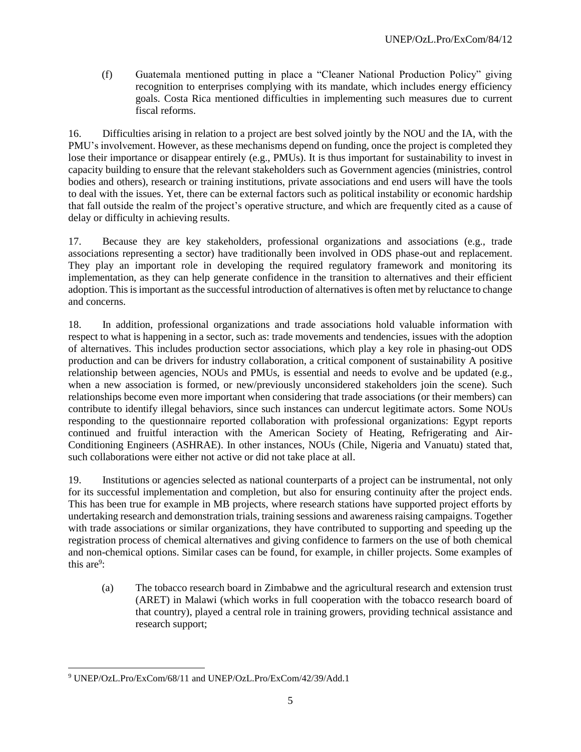(f) Guatemala mentioned putting in place a "Cleaner National Production Policy" giving recognition to enterprises complying with its mandate, which includes energy efficiency goals. Costa Rica mentioned difficulties in implementing such measures due to current fiscal reforms.

16. Difficulties arising in relation to a project are best solved jointly by the NOU and the IA, with the PMU's involvement. However, as these mechanisms depend on funding, once the project is completed they lose their importance or disappear entirely (e.g., PMUs). It is thus important for sustainability to invest in capacity building to ensure that the relevant stakeholders such as Government agencies (ministries, control bodies and others), research or training institutions, private associations and end users will have the tools to deal with the issues. Yet, there can be external factors such as political instability or economic hardship that fall outside the realm of the project's operative structure, and which are frequently cited as a cause of delay or difficulty in achieving results.

17. Because they are key stakeholders, professional organizations and associations (e.g., trade associations representing a sector) have traditionally been involved in ODS phase-out and replacement. They play an important role in developing the required regulatory framework and monitoring its implementation, as they can help generate confidence in the transition to alternatives and their efficient adoption. This is important as the successful introduction of alternatives is often met by reluctance to change and concerns.

18. In addition, professional organizations and trade associations hold valuable information with respect to what is happening in a sector, such as: trade movements and tendencies, issues with the adoption of alternatives. This includes production sector associations, which play a key role in phasing-out ODS production and can be drivers for industry collaboration, a critical component of sustainability A positive relationship between agencies, NOUs and PMUs, is essential and needs to evolve and be updated (e.g., when a new association is formed, or new/previously unconsidered stakeholders join the scene). Such relationships become even more important when considering that trade associations (or their members) can contribute to identify illegal behaviors, since such instances can undercut legitimate actors. Some NOUs responding to the questionnaire reported collaboration with professional organizations: Egypt reports continued and fruitful interaction with the American Society of Heating, Refrigerating and Air-Conditioning Engineers (ASHRAE). In other instances, NOUs (Chile, Nigeria and Vanuatu) stated that, such collaborations were either not active or did not take place at all.

19. Institutions or agencies selected as national counterparts of a project can be instrumental, not only for its successful implementation and completion, but also for ensuring continuity after the project ends. This has been true for example in MB projects, where research stations have supported project efforts by undertaking research and demonstration trials, training sessions and awareness raising campaigns. Together with trade associations or similar organizations, they have contributed to supporting and speeding up the registration process of chemical alternatives and giving confidence to farmers on the use of both chemical and non-chemical options. Similar cases can be found, for example, in chiller projects. Some examples of this are[9]:

(a) The tobacco research board in Zimbabwe and the agricultural research and extension trust (ARET) in Malawi (which works in full cooperation with the tobacco research board of that country), played a central role in training growers, providing technical assistance and research support;

[9] UNEP/OzL.Pro/ExCom/68/11 and UNEP/OzL.Pro/ExCom/42/39/Add.1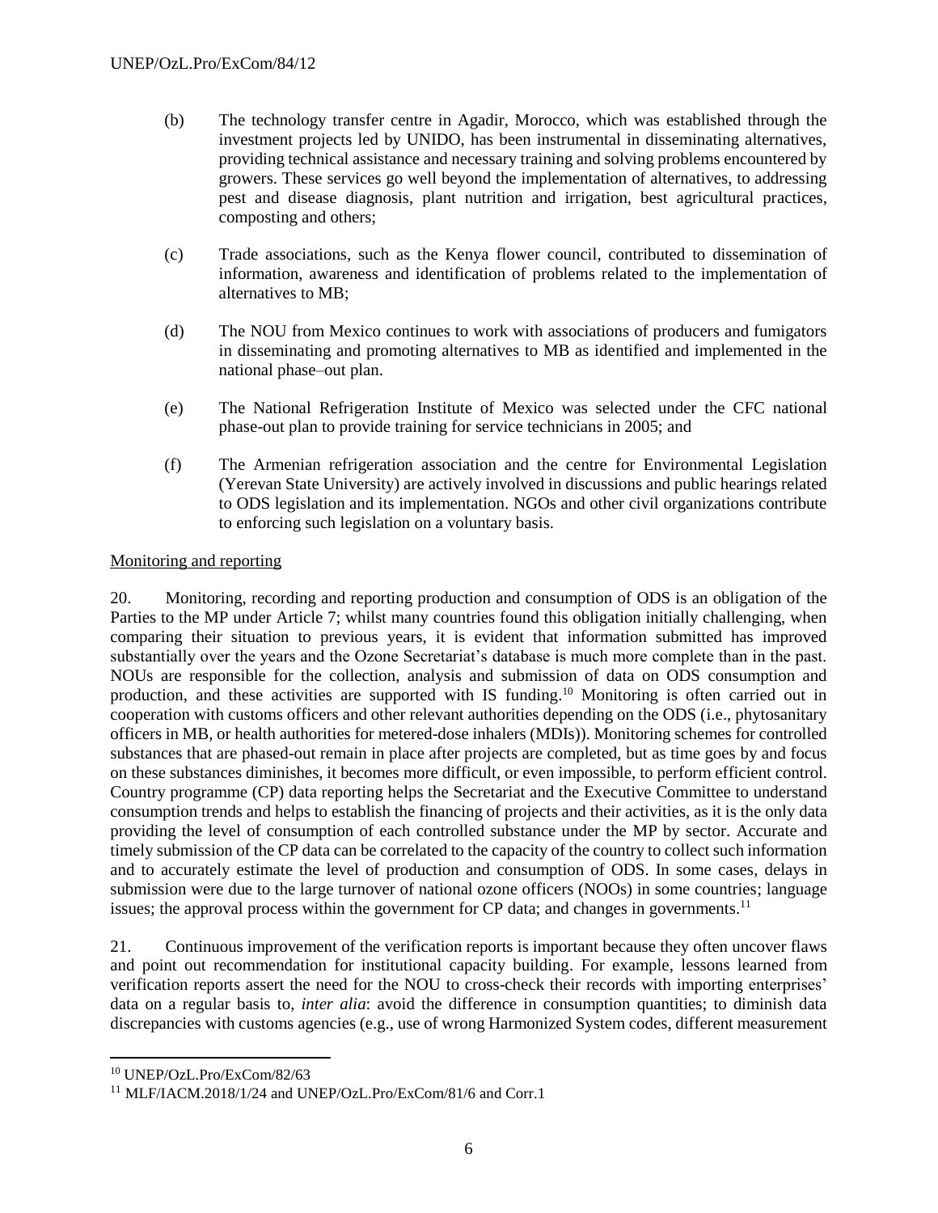(b) The technology transfer centre in Agadir, Morocco, which was established through the investment projects led by UNIDO, has been instrumental in disseminating alternatives, providing technical assistance and necessary training and solving problems encountered by growers. These services go well beyond the implementation of alternatives, to addressing pest and disease diagnosis, plant nutrition and irrigation, best agricultural practices, composting and others;

(c) Trade associations, such as the Kenya flower council, contributed to dissemination of information, awareness and identification of problems related to the implementation of alternatives to MB;

(d) The NOU from Mexico continues to work with associations of producers and fumigators in disseminating and promoting alternatives to MB as identified and implemented in the national phase–out plan.

(e) The National Refrigeration Institute of Mexico was selected under the CFC national phase-out plan to provide training for service technicians in 2005; and

(f) The Armenian refrigeration association and the centre for Environmental Legislation (Yerevan State University) are actively involved in discussions and public hearings related to ODS legislation and its implementation. NGOs and other civil organizations contribute to enforcing such legislation on a voluntary basis.

<u>Monitoring and reporting</u>

20. Monitoring, recording and reporting production and consumption of ODS is an obligation of the Parties to the MP under Article 7; whilst many countries found this obligation initially challenging, when comparing their situation to previous years, it is evident that information submitted has improved substantially over the years and the Ozone Secretariat's database is much more complete than in the past. NOUs are responsible for the collection, analysis and submission of data on ODS consumption and production, and these activities are supported with IS funding.[10] Monitoring is often carried out in cooperation with customs officers and other relevant authorities depending on the ODS (i.e., phytosanitary officers in MB, or health authorities for metered-dose inhalers (MDIs)). Monitoring schemes for controlled substances that are phased-out remain in place after projects are completed, but as time goes by and focus on these substances diminishes, it becomes more difficult, or even impossible, to perform efficient control. Country programme (CP) data reporting helps the Secretariat and the Executive Committee to understand consumption trends and helps to establish the financing of projects and their activities, as it is the only data providing the level of consumption of each controlled substance under the MP by sector. Accurate and timely submission of the CP data can be correlated to the capacity of the country to collect such information and to accurately estimate the level of production and consumption of ODS. In some cases, delays in submission were due to the large turnover of national ozone officers (NOOs) in some countries; language issues; the approval process within the government for CP data; and changes in governments.[11]

21. Continuous improvement of the verification reports is important because they often uncover flaws and point out recommendation for institutional capacity building. For example, lessons learned from verification reports assert the need for the NOU to cross-check their records with importing enterprises' data on a regular basis to, *inter alia*: avoid the difference in consumption quantities; to diminish data discrepancies with customs agencies (e.g., use of wrong Harmonized System codes, different measurement

[10] UNEP/OzL.Pro/ExCom/82/63

[11] MLF/IACM.2018/1/24 and UNEP/OzL.Pro/ExCom/81/6 and Corr.1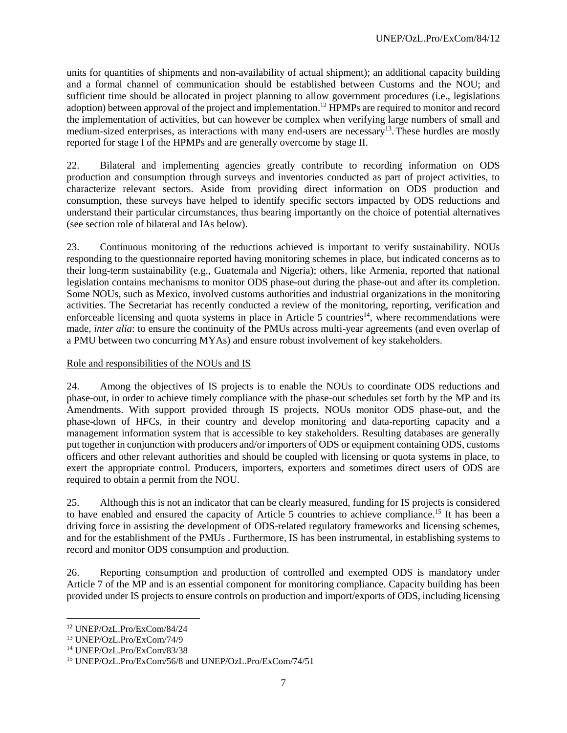units for quantities of shipments and non-availability of actual shipment); an additional capacity building and a formal channel of communication should be established between Customs and the NOU; and sufficient time should be allocated in project planning to allow government procedures (i.e., legislations adoption) between approval of the project and implementation.[12] HPMPs are required to monitor and record the implementation of activities, but can however be complex when verifying large numbers of small and medium-sized enterprises, as interactions with many end-users are necessary[13]. These hurdles are mostly reported for stage I of the HPMPs and are generally overcome by stage II.

22. Bilateral and implementing agencies greatly contribute to recording information on ODS production and consumption through surveys and inventories conducted as part of project activities, to characterize relevant sectors. Aside from providing direct information on ODS production and consumption, these surveys have helped to identify specific sectors impacted by ODS reductions and understand their particular circumstances, thus bearing importantly on the choice of potential alternatives (see section role of bilateral and IAs below).

23. Continuous monitoring of the reductions achieved is important to verify sustainability. NOUs responding to the questionnaire reported having monitoring schemes in place, but indicated concerns as to their long-term sustainability (e.g., Guatemala and Nigeria); others, like Armenia, reported that national legislation contains mechanisms to monitor ODS phase-out during the phase-out and after its completion. Some NOUs, such as Mexico, involved customs authorities and industrial organizations in the monitoring activities. The Secretariat has recently conducted a review of the monitoring, reporting, verification and enforceable licensing and quota systems in place in Article 5 countries[14], where recommendations were made, *inter alia*: to ensure the continuity of the PMUs across multi-year agreements (and even overlap of a PMU between two concurring MYAs) and ensure robust involvement of key stakeholders.

Role and responsibilities of the NOUs and IS

24. Among the objectives of IS projects is to enable the NOUs to coordinate ODS reductions and phase-out, in order to achieve timely compliance with the phase-out schedules set forth by the MP and its Amendments. With support provided through IS projects, NOUs monitor ODS phase-out, and the phase-down of HFCs, in their country and develop monitoring and data-reporting capacity and a management information system that is accessible to key stakeholders. Resulting databases are generally put together in conjunction with producers and/or importers of ODS or equipment containing ODS, customs officers and other relevant authorities and should be coupled with licensing or quota systems in place, to exert the appropriate control. Producers, importers, exporters and sometimes direct users of ODS are required to obtain a permit from the NOU.

25. Although this is not an indicator that can be clearly measured, funding for IS projects is considered to have enabled and ensured the capacity of Article 5 countries to achieve compliance.[15] It has been a driving force in assisting the development of ODS-related regulatory frameworks and licensing schemes, and for the establishment of the PMUs . Furthermore, IS has been instrumental, in establishing systems to record and monitor ODS consumption and production.

26. Reporting consumption and production of controlled and exempted ODS is mandatory under Article 7 of the MP and is an essential component for monitoring compliance. Capacity building has been provided under IS projects to ensure controls on production and import/exports of ODS, including licensing

---

[12] UNEP/OzL.Pro/ExCom/84/24

[13] UNEP/OzL.Pro/ExCom/74/9

[14] UNEP/OzL.Pro/ExCom/83/38

[15] UNEP/OzL.Pro/ExCom/56/8 and UNEP/OzL.Pro/ExCom/74/51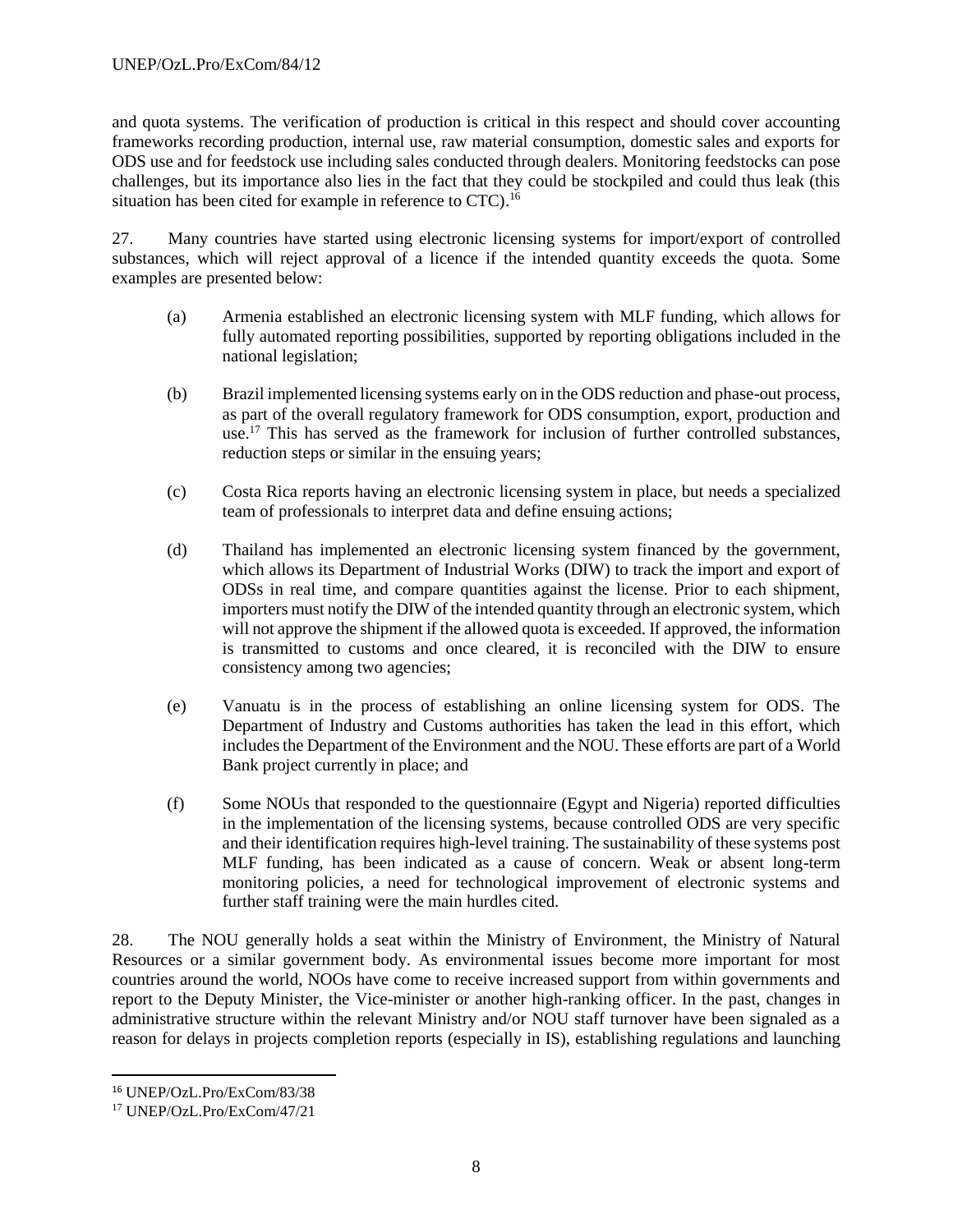and quota systems. The verification of production is critical in this respect and should cover accounting frameworks recording production, internal use, raw material consumption, domestic sales and exports for ODS use and for feedstock use including sales conducted through dealers. Monitoring feedstocks can pose challenges, but its importance also lies in the fact that they could be stockpiled and could thus leak (this situation has been cited for example in reference to CTC).[16]

27. Many countries have started using electronic licensing systems for import/export of controlled substances, which will reject approval of a licence if the intended quantity exceeds the quota. Some examples are presented below:

(a) Armenia established an electronic licensing system with MLF funding, which allows for fully automated reporting possibilities, supported by reporting obligations included in the national legislation;

(b) Brazil implemented licensing systems early on in the ODS reduction and phase-out process, as part of the overall regulatory framework for ODS consumption, export, production and use.[17] This has served as the framework for inclusion of further controlled substances, reduction steps or similar in the ensuing years;

(c) Costa Rica reports having an electronic licensing system in place, but needs a specialized team of professionals to interpret data and define ensuing actions;

(d) Thailand has implemented an electronic licensing system financed by the government, which allows its Department of Industrial Works (DIW) to track the import and export of ODSs in real time, and compare quantities against the license. Prior to each shipment, importers must notify the DIW of the intended quantity through an electronic system, which will not approve the shipment if the allowed quota is exceeded. If approved, the information is transmitted to customs and once cleared, it is reconciled with the DIW to ensure consistency among two agencies;

(e) Vanuatu is in the process of establishing an online licensing system for ODS. The Department of Industry and Customs authorities has taken the lead in this effort, which includes the Department of the Environment and the NOU. These efforts are part of a World Bank project currently in place; and

(f) Some NOUs that responded to the questionnaire (Egypt and Nigeria) reported difficulties in the implementation of the licensing systems, because controlled ODS are very specific and their identification requires high-level training. The sustainability of these systems post MLF funding, has been indicated as a cause of concern. Weak or absent long-term monitoring policies, a need for technological improvement of electronic systems and further staff training were the main hurdles cited.

28. The NOU generally holds a seat within the Ministry of Environment, the Ministry of Natural Resources or a similar government body. As environmental issues become more important for most countries around the world, NOOs have come to receive increased support from within governments and report to the Deputy Minister, the Vice-minister or another high-ranking officer. In the past, changes in administrative structure within the relevant Ministry and/or NOU staff turnover have been signaled as a reason for delays in projects completion reports (especially in IS), establishing regulations and launching

---

[16] UNEP/OzL.Pro/ExCom/83/38

[17] UNEP/OzL.Pro/ExCom/47/21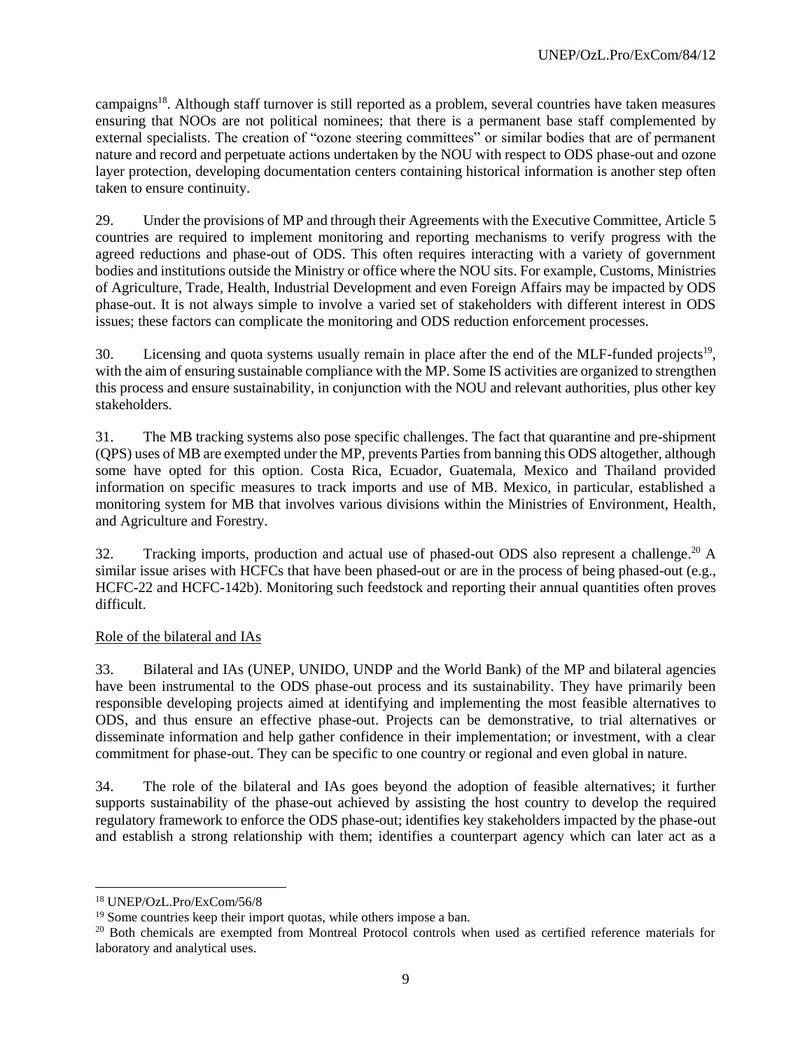campaigns[18]. Although staff turnover is still reported as a problem, several countries have taken measures ensuring that NOOs are not political nominees; that there is a permanent base staff complemented by external specialists. The creation of "ozone steering committees" or similar bodies that are of permanent nature and record and perpetuate actions undertaken by the NOU with respect to ODS phase-out and ozone layer protection, developing documentation centers containing historical information is another step often taken to ensure continuity.

29. Under the provisions of MP and through their Agreements with the Executive Committee, Article 5 countries are required to implement monitoring and reporting mechanisms to verify progress with the agreed reductions and phase-out of ODS. This often requires interacting with a variety of government bodies and institutions outside the Ministry or office where the NOU sits. For example, Customs, Ministries of Agriculture, Trade, Health, Industrial Development and even Foreign Affairs may be impacted by ODS phase-out. It is not always simple to involve a varied set of stakeholders with different interest in ODS issues; these factors can complicate the monitoring and ODS reduction enforcement processes.

30. Licensing and quota systems usually remain in place after the end of the MLF-funded projects[19], with the aim of ensuring sustainable compliance with the MP. Some IS activities are organized to strengthen this process and ensure sustainability, in conjunction with the NOU and relevant authorities, plus other key stakeholders.

31. The MB tracking systems also pose specific challenges. The fact that quarantine and pre-shipment (QPS) uses of MB are exempted under the MP, prevents Parties from banning this ODS altogether, although some have opted for this option. Costa Rica, Ecuador, Guatemala, Mexico and Thailand provided information on specific measures to track imports and use of MB. Mexico, in particular, established a monitoring system for MB that involves various divisions within the Ministries of Environment, Health, and Agriculture and Forestry.

32. Tracking imports, production and actual use of phased-out ODS also represent a challenge.[20] A similar issue arises with HCFCs that have been phased-out or are in the process of being phased-out (e.g., HCFC-22 and HCFC-142b). Monitoring such feedstock and reporting their annual quantities often proves difficult.

Role of the bilateral and IAs

33. Bilateral and IAs (UNEP, UNIDO, UNDP and the World Bank) of the MP and bilateral agencies have been instrumental to the ODS phase-out process and its sustainability. They have primarily been responsible developing projects aimed at identifying and implementing the most feasible alternatives to ODS, and thus ensure an effective phase-out. Projects can be demonstrative, to trial alternatives or disseminate information and help gather confidence in their implementation; or investment, with a clear commitment for phase-out. They can be specific to one country or regional and even global in nature.

34. The role of the bilateral and IAs goes beyond the adoption of feasible alternatives; it further supports sustainability of the phase-out achieved by assisting the host country to develop the required regulatory framework to enforce the ODS phase-out; identifies key stakeholders impacted by the phase-out and establish a strong relationship with them; identifies a counterpart agency which can later act as a

[18] UNEP/OzL.Pro/ExCom/56/8

[19] Some countries keep their import quotas, while others impose a ban.

[20] Both chemicals are exempted from Montreal Protocol controls when used as certified reference materials for laboratory and analytical uses.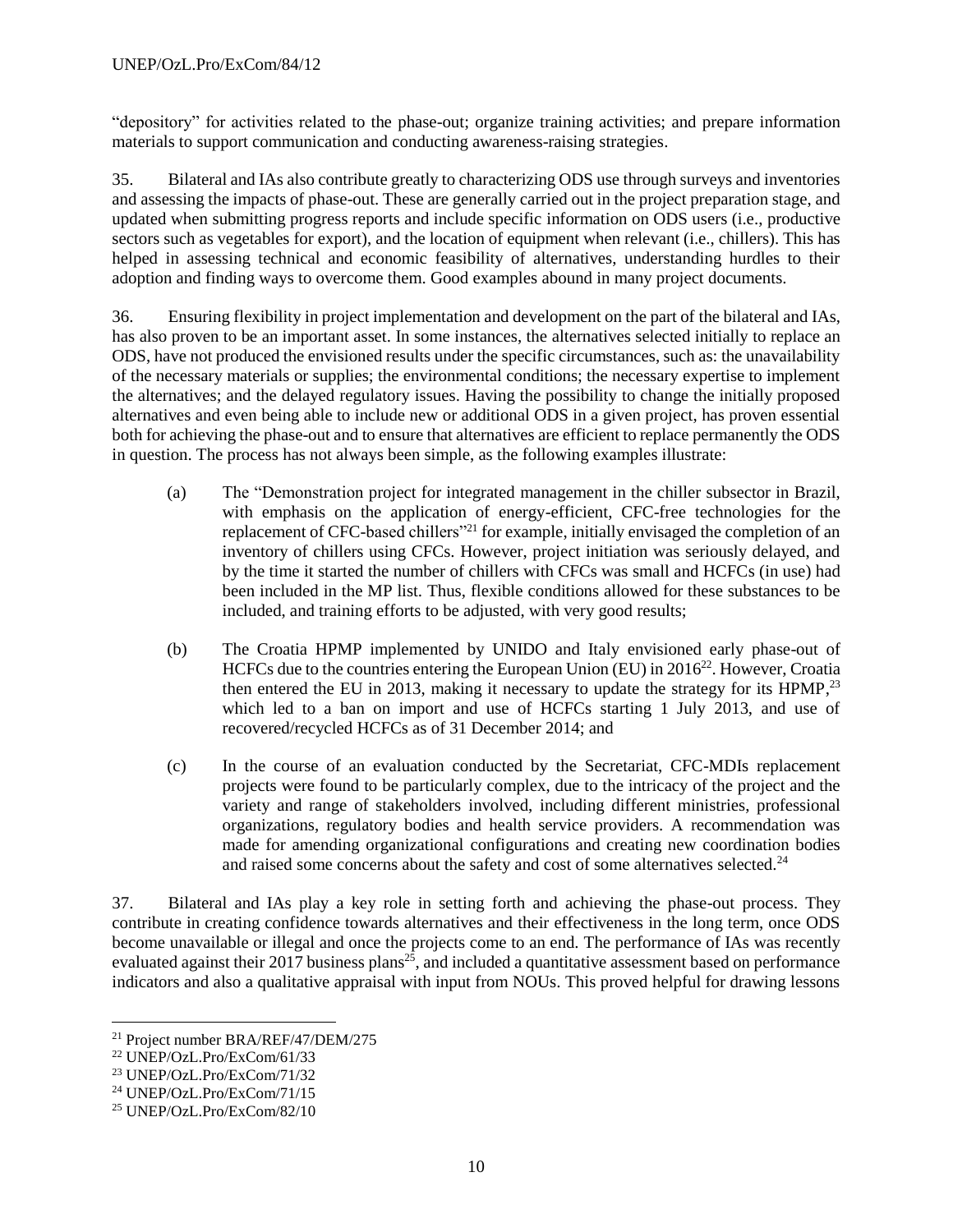"depository" for activities related to the phase-out; organize training activities; and prepare information materials to support communication and conducting awareness-raising strategies.

35. Bilateral and IAs also contribute greatly to characterizing ODS use through surveys and inventories and assessing the impacts of phase-out. These are generally carried out in the project preparation stage, and updated when submitting progress reports and include specific information on ODS users (i.e., productive sectors such as vegetables for export), and the location of equipment when relevant (i.e., chillers). This has helped in assessing technical and economic feasibility of alternatives, understanding hurdles to their adoption and finding ways to overcome them. Good examples abound in many project documents.

36. Ensuring flexibility in project implementation and development on the part of the bilateral and IAs, has also proven to be an important asset. In some instances, the alternatives selected initially to replace an ODS, have not produced the envisioned results under the specific circumstances, such as: the unavailability of the necessary materials or supplies; the environmental conditions; the necessary expertise to implement the alternatives; and the delayed regulatory issues. Having the possibility to change the initially proposed alternatives and even being able to include new or additional ODS in a given project, has proven essential both for achieving the phase-out and to ensure that alternatives are efficient to replace permanently the ODS in question. The process has not always been simple, as the following examples illustrate:

(a) The "Demonstration project for integrated management in the chiller subsector in Brazil, with emphasis on the application of energy-efficient, CFC-free technologies for the replacement of CFC-based chillers"[21] for example, initially envisaged the completion of an inventory of chillers using CFCs. However, project initiation was seriously delayed, and by the time it started the number of chillers with CFCs was small and HCFCs (in use) had been included in the MP list. Thus, flexible conditions allowed for these substances to be included, and training efforts to be adjusted, with very good results;

(b) The Croatia HPMP implemented by UNIDO and Italy envisioned early phase-out of HCFCs due to the countries entering the European Union (EU) in 2016[22]. However, Croatia then entered the EU in 2013, making it necessary to update the strategy for its HPMP,[23] which led to a ban on import and use of HCFCs starting 1 July 2013, and use of recovered/recycled HCFCs as of 31 December 2014; and

(c) In the course of an evaluation conducted by the Secretariat, CFC-MDIs replacement projects were found to be particularly complex, due to the intricacy of the project and the variety and range of stakeholders involved, including different ministries, professional organizations, regulatory bodies and health service providers. A recommendation was made for amending organizational configurations and creating new coordination bodies and raised some concerns about the safety and cost of some alternatives selected.[24]

37. Bilateral and IAs play a key role in setting forth and achieving the phase-out process. They contribute in creating confidence towards alternatives and their effectiveness in the long term, once ODS become unavailable or illegal and once the projects come to an end. The performance of IAs was recently evaluated against their 2017 business plans[25], and included a quantitative assessment based on performance indicators and also a qualitative appraisal with input from NOUs. This proved helpful for drawing lessons

---

[21] Project number BRA/REF/47/DEM/275

[22] UNEP/OzL.Pro/ExCom/61/33

[23] UNEP/OzL.Pro/ExCom/71/32

[24] UNEP/OzL.Pro/ExCom/71/15

[25] UNEP/OzL.Pro/ExCom/82/10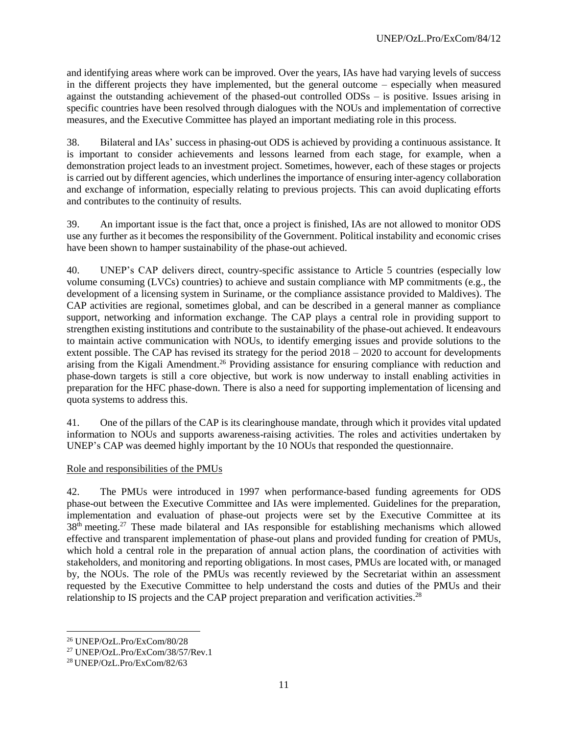and identifying areas where work can be improved. Over the years, IAs have had varying levels of success in the different projects they have implemented, but the general outcome – especially when measured against the outstanding achievement of the phased-out controlled ODSs – is positive. Issues arising in specific countries have been resolved through dialogues with the NOUs and implementation of corrective measures, and the Executive Committee has played an important mediating role in this process.

38. Bilateral and IAs' success in phasing-out ODS is achieved by providing a continuous assistance. It is important to consider achievements and lessons learned from each stage, for example, when a demonstration project leads to an investment project. Sometimes, however, each of these stages or projects is carried out by different agencies, which underlines the importance of ensuring inter-agency collaboration and exchange of information, especially relating to previous projects. This can avoid duplicating efforts and contributes to the continuity of results.

39. An important issue is the fact that, once a project is finished, IAs are not allowed to monitor ODS use any further as it becomes the responsibility of the Government. Political instability and economic crises have been shown to hamper sustainability of the phase-out achieved.

40. UNEP's CAP delivers direct, country-specific assistance to Article 5 countries (especially low volume consuming (LVCs) countries) to achieve and sustain compliance with MP commitments (e.g., the development of a licensing system in Suriname, or the compliance assistance provided to Maldives). The CAP activities are regional, sometimes global, and can be described in a general manner as compliance support, networking and information exchange. The CAP plays a central role in providing support to strengthen existing institutions and contribute to the sustainability of the phase-out achieved. It endeavours to maintain active communication with NOUs, to identify emerging issues and provide solutions to the extent possible. The CAP has revised its strategy for the period 2018 – 2020 to account for developments arising from the Kigali Amendment.[26] Providing assistance for ensuring compliance with reduction and phase-down targets is still a core objective, but work is now underway to install enabling activities in preparation for the HFC phase-down. There is also a need for supporting implementation of licensing and quota systems to address this.

41. One of the pillars of the CAP is its clearinghouse mandate, through which it provides vital updated information to NOUs and supports awareness-raising activities. The roles and activities undertaken by UNEP's CAP was deemed highly important by the 10 NOUs that responded the questionnaire.

Role and responsibilities of the PMUs

42. The PMUs were introduced in 1997 when performance-based funding agreements for ODS phase-out between the Executive Committee and IAs were implemented. Guidelines for the preparation, implementation and evaluation of phase-out projects were set by the Executive Committee at its 38th meeting.[27] These made bilateral and IAs responsible for establishing mechanisms which allowed effective and transparent implementation of phase-out plans and provided funding for creation of PMUs, which hold a central role in the preparation of annual action plans, the coordination of activities with stakeholders, and monitoring and reporting obligations. In most cases, PMUs are located with, or managed by, the NOUs. The role of the PMUs was recently reviewed by the Secretariat within an assessment requested by the Executive Committee to help understand the costs and duties of the PMUs and their relationship to IS projects and the CAP project preparation and verification activities.[28]

[26] UNEP/OzL.Pro/ExCom/80/28

[27] UNEP/OzL.Pro/ExCom/38/57/Rev.1

[28] UNEP/OzL.Pro/ExCom/82/63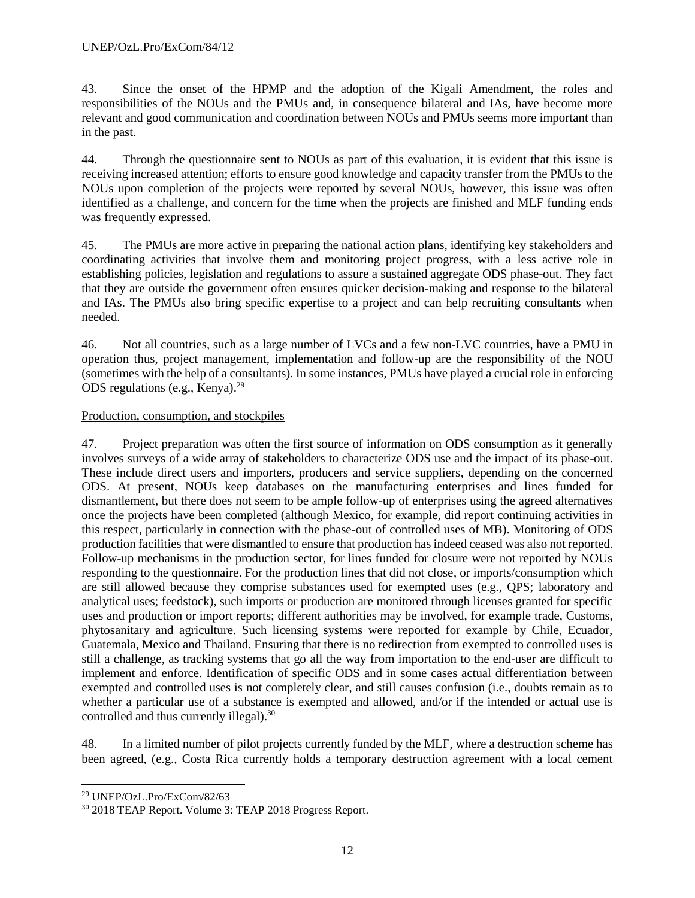43. Since the onset of the HPMP and the adoption of the Kigali Amendment, the roles and responsibilities of the NOUs and the PMUs and, in consequence bilateral and IAs, have become more relevant and good communication and coordination between NOUs and PMUs seems more important than in the past.

44. Through the questionnaire sent to NOUs as part of this evaluation, it is evident that this issue is receiving increased attention; efforts to ensure good knowledge and capacity transfer from the PMUs to the NOUs upon completion of the projects were reported by several NOUs, however, this issue was often identified as a challenge, and concern for the time when the projects are finished and MLF funding ends was frequently expressed.

45. The PMUs are more active in preparing the national action plans, identifying key stakeholders and coordinating activities that involve them and monitoring project progress, with a less active role in establishing policies, legislation and regulations to assure a sustained aggregate ODS phase-out. They fact that they are outside the government often ensures quicker decision-making and response to the bilateral and IAs. The PMUs also bring specific expertise to a project and can help recruiting consultants when needed.

46. Not all countries, such as a large number of LVCs and a few non-LVC countries, have a PMU in operation thus, project management, implementation and follow-up are the responsibility of the NOU (sometimes with the help of a consultants). In some instances, PMUs have played a crucial role in enforcing ODS regulations (e.g., Kenya).[29]

Production, consumption, and stockpiles

47. Project preparation was often the first source of information on ODS consumption as it generally involves surveys of a wide array of stakeholders to characterize ODS use and the impact of its phase-out. These include direct users and importers, producers and service suppliers, depending on the concerned ODS. At present, NOUs keep databases on the manufacturing enterprises and lines funded for dismantlement, but there does not seem to be ample follow-up of enterprises using the agreed alternatives once the projects have been completed (although Mexico, for example, did report continuing activities in this respect, particularly in connection with the phase-out of controlled uses of MB). Monitoring of ODS production facilities that were dismantled to ensure that production has indeed ceased was also not reported. Follow-up mechanisms in the production sector, for lines funded for closure were not reported by NOUs responding to the questionnaire. For the production lines that did not close, or imports/consumption which are still allowed because they comprise substances used for exempted uses (e.g., QPS; laboratory and analytical uses; feedstock), such imports or production are monitored through licenses granted for specific uses and production or import reports; different authorities may be involved, for example trade, Customs, phytosanitary and agriculture. Such licensing systems were reported for example by Chile, Ecuador, Guatemala, Mexico and Thailand. Ensuring that there is no redirection from exempted to controlled uses is still a challenge, as tracking systems that go all the way from importation to the end-user are difficult to implement and enforce. Identification of specific ODS and in some cases actual differentiation between exempted and controlled uses is not completely clear, and still causes confusion (i.e., doubts remain as to whether a particular use of a substance is exempted and allowed, and/or if the intended or actual use is controlled and thus currently illegal).[30]

48. In a limited number of pilot projects currently funded by the MLF, where a destruction scheme has been agreed, (e.g., Costa Rica currently holds a temporary destruction agreement with a local cement

[29] UNEP/OzL.Pro/ExCom/82/63

[30] 2018 TEAP Report. Volume 3: TEAP 2018 Progress Report.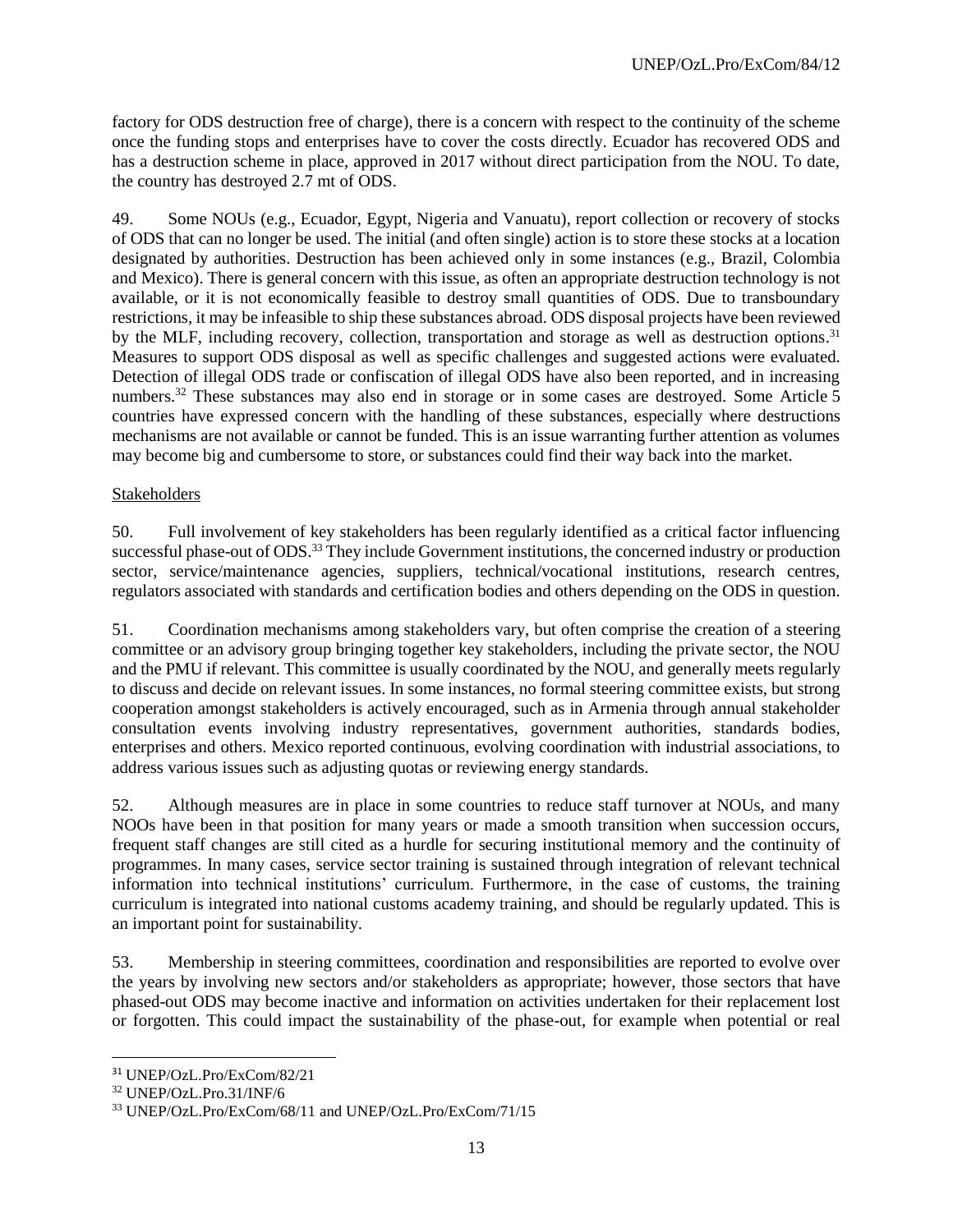factory for ODS destruction free of charge), there is a concern with respect to the continuity of the scheme once the funding stops and enterprises have to cover the costs directly. Ecuador has recovered ODS and has a destruction scheme in place, approved in 2017 without direct participation from the NOU. To date, the country has destroyed 2.7 mt of ODS.

49. Some NOUs (e.g., Ecuador, Egypt, Nigeria and Vanuatu), report collection or recovery of stocks of ODS that can no longer be used. The initial (and often single) action is to store these stocks at a location designated by authorities. Destruction has been achieved only in some instances (e.g., Brazil, Colombia and Mexico). There is general concern with this issue, as often an appropriate destruction technology is not available, or it is not economically feasible to destroy small quantities of ODS. Due to transboundary restrictions, it may be infeasible to ship these substances abroad. ODS disposal projects have been reviewed by the MLF, including recovery, collection, transportation and storage as well as destruction options.[31] Measures to support ODS disposal as well as specific challenges and suggested actions were evaluated. Detection of illegal ODS trade or confiscation of illegal ODS have also been reported, and in increasing numbers.[32] These substances may also end in storage or in some cases are destroyed. Some Article 5 countries have expressed concern with the handling of these substances, especially where destructions mechanisms are not available or cannot be funded. This is an issue warranting further attention as volumes may become big and cumbersome to store, or substances could find their way back into the market.

Stakeholders

50. Full involvement of key stakeholders has been regularly identified as a critical factor influencing successful phase-out of ODS.[33] They include Government institutions, the concerned industry or production sector, service/maintenance agencies, suppliers, technical/vocational institutions, research centres, regulators associated with standards and certification bodies and others depending on the ODS in question.

51. Coordination mechanisms among stakeholders vary, but often comprise the creation of a steering committee or an advisory group bringing together key stakeholders, including the private sector, the NOU and the PMU if relevant. This committee is usually coordinated by the NOU, and generally meets regularly to discuss and decide on relevant issues. In some instances, no formal steering committee exists, but strong cooperation amongst stakeholders is actively encouraged, such as in Armenia through annual stakeholder consultation events involving industry representatives, government authorities, standards bodies, enterprises and others. Mexico reported continuous, evolving coordination with industrial associations, to address various issues such as adjusting quotas or reviewing energy standards.

52. Although measures are in place in some countries to reduce staff turnover at NOUs, and many NOOs have been in that position for many years or made a smooth transition when succession occurs, frequent staff changes are still cited as a hurdle for securing institutional memory and the continuity of programmes. In many cases, service sector training is sustained through integration of relevant technical information into technical institutions' curriculum. Furthermore, in the case of customs, the training curriculum is integrated into national customs academy training, and should be regularly updated. This is an important point for sustainability.

53. Membership in steering committees, coordination and responsibilities are reported to evolve over the years by involving new sectors and/or stakeholders as appropriate; however, those sectors that have phased-out ODS may become inactive and information on activities undertaken for their replacement lost or forgotten. This could impact the sustainability of the phase-out, for example when potential or real

---

[31] UNEP/OzL.Pro/ExCom/82/21

[32] UNEP/OzL.Pro.31/INF/6

[33] UNEP/OzL.Pro/ExCom/68/11 and UNEP/OzL.Pro/ExCom/71/15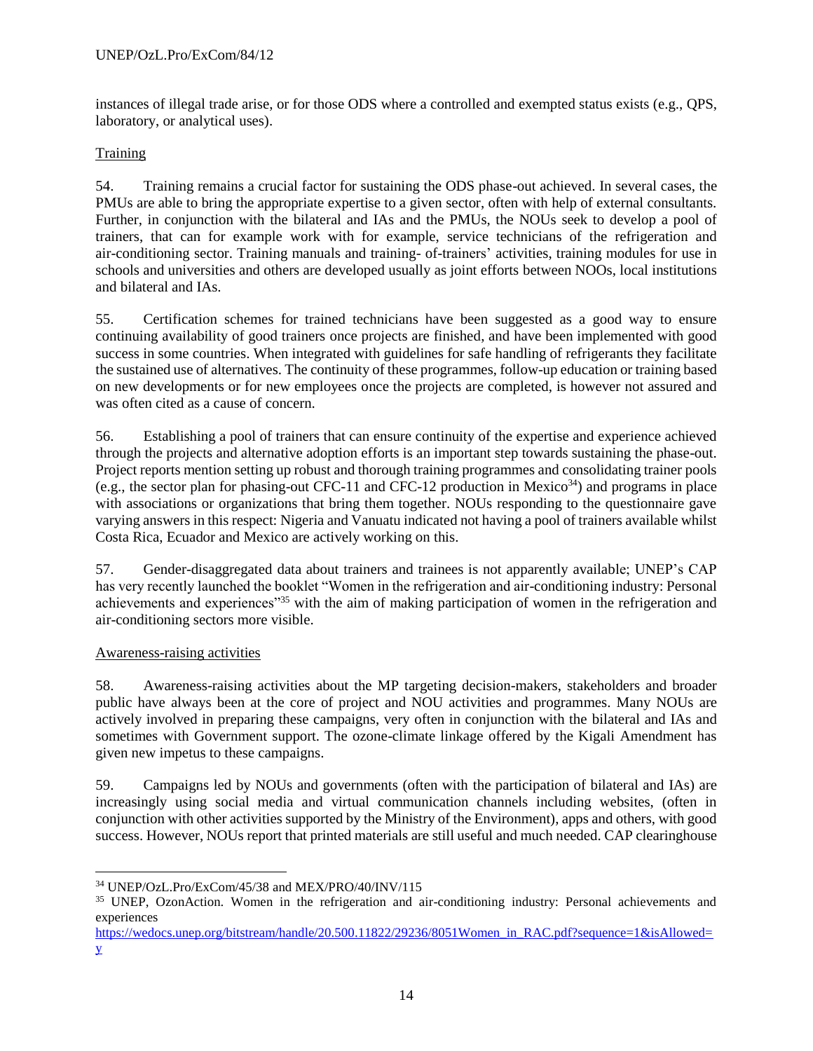instances of illegal trade arise, or for those ODS where a controlled and exempted status exists (e.g., QPS, laboratory, or analytical uses).

Training

54. Training remains a crucial factor for sustaining the ODS phase-out achieved. In several cases, the PMUs are able to bring the appropriate expertise to a given sector, often with help of external consultants. Further, in conjunction with the bilateral and IAs and the PMUs, the NOUs seek to develop a pool of trainers, that can for example work with for example, service technicians of the refrigeration and air-conditioning sector. Training manuals and training- of-trainers' activities, training modules for use in schools and universities and others are developed usually as joint efforts between NOOs, local institutions and bilateral and IAs.

55. Certification schemes for trained technicians have been suggested as a good way to ensure continuing availability of good trainers once projects are finished, and have been implemented with good success in some countries. When integrated with guidelines for safe handling of refrigerants they facilitate the sustained use of alternatives. The continuity of these programmes, follow-up education or training based on new developments or for new employees once the projects are completed, is however not assured and was often cited as a cause of concern.

56. Establishing a pool of trainers that can ensure continuity of the expertise and experience achieved through the projects and alternative adoption efforts is an important step towards sustaining the phase-out. Project reports mention setting up robust and thorough training programmes and consolidating trainer pools (e.g., the sector plan for phasing-out CFC-11 and CFC-12 production in Mexico[34]) and programs in place with associations or organizations that bring them together. NOUs responding to the questionnaire gave varying answers in this respect: Nigeria and Vanuatu indicated not having a pool of trainers available whilst Costa Rica, Ecuador and Mexico are actively working on this.

57. Gender-disaggregated data about trainers and trainees is not apparently available; UNEP's CAP has very recently launched the booklet "Women in the refrigeration and air-conditioning industry: Personal achievements and experiences"[35] with the aim of making participation of women in the refrigeration and air-conditioning sectors more visible.

Awareness-raising activities

58. Awareness-raising activities about the MP targeting decision-makers, stakeholders and broader public have always been at the core of project and NOU activities and programmes. Many NOUs are actively involved in preparing these campaigns, very often in conjunction with the bilateral and IAs and sometimes with Government support. The ozone-climate linkage offered by the Kigali Amendment has given new impetus to these campaigns.

59. Campaigns led by NOUs and governments (often with the participation of bilateral and IAs) are increasingly using social media and virtual communication channels including websites, (often in conjunction with other activities supported by the Ministry of the Environment), apps and others, with good success. However, NOUs report that printed materials are still useful and much needed. CAP clearinghouse

---

[34] UNEP/OzL.Pro/ExCom/45/38 and MEX/PRO/40/INV/115

[35] UNEP, OzonAction. Women in the refrigeration and air-conditioning industry: Personal achievements and experiences https://wedocs.unep.org/bitstream/handle/20.500.11822/29236/8051Women_in_RAC.pdf?sequence=1&isAllowed=y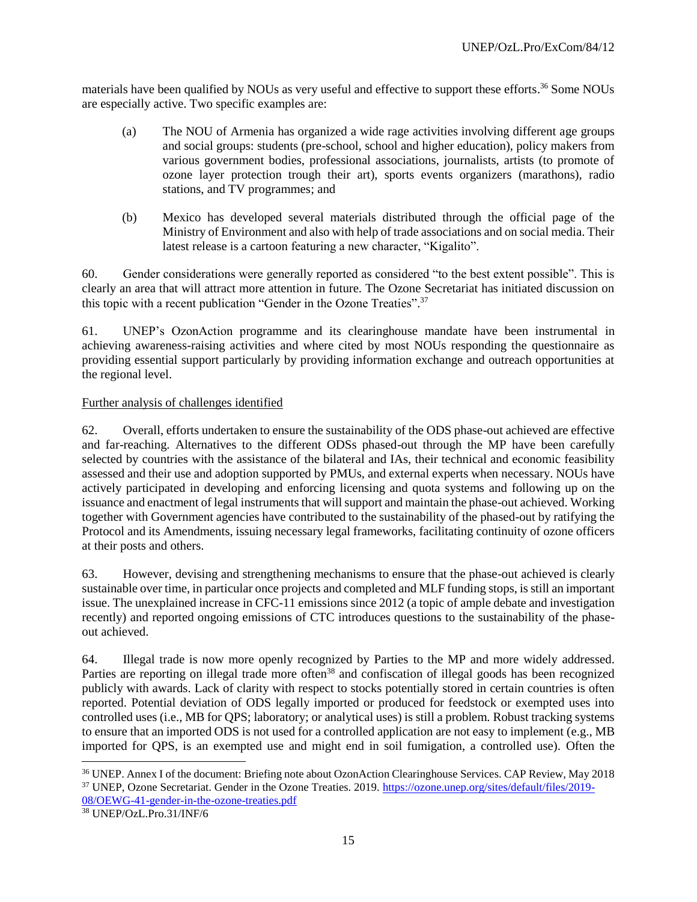materials have been qualified by NOUs as very useful and effective to support these efforts.[36] Some NOUs are especially active. Two specific examples are:

(a) The NOU of Armenia has organized a wide rage activities involving different age groups and social groups: students (pre-school, school and higher education), policy makers from various government bodies, professional associations, journalists, artists (to promote of ozone layer protection trough their art), sports events organizers (marathons), radio stations, and TV programmes; and

(b) Mexico has developed several materials distributed through the official page of the Ministry of Environment and also with help of trade associations and on social media. Their latest release is a cartoon featuring a new character, "Kigalito".

60. Gender considerations were generally reported as considered "to the best extent possible". This is clearly an area that will attract more attention in future. The Ozone Secretariat has initiated discussion on this topic with a recent publication "Gender in the Ozone Treaties".[37]

61. UNEP's OzonAction programme and its clearinghouse mandate have been instrumental in achieving awareness-raising activities and where cited by most NOUs responding the questionnaire as providing essential support particularly by providing information exchange and outreach opportunities at the regional level.

Further analysis of challenges identified

62. Overall, efforts undertaken to ensure the sustainability of the ODS phase-out achieved are effective and far-reaching. Alternatives to the different ODSs phased-out through the MP have been carefully selected by countries with the assistance of the bilateral and IAs, their technical and economic feasibility assessed and their use and adoption supported by PMUs, and external experts when necessary. NOUs have actively participated in developing and enforcing licensing and quota systems and following up on the issuance and enactment of legal instruments that will support and maintain the phase-out achieved. Working together with Government agencies have contributed to the sustainability of the phased-out by ratifying the Protocol and its Amendments, issuing necessary legal frameworks, facilitating continuity of ozone officers at their posts and others.

63. However, devising and strengthening mechanisms to ensure that the phase-out achieved is clearly sustainable over time, in particular once projects and completed and MLF funding stops, is still an important issue. The unexplained increase in CFC-11 emissions since 2012 (a topic of ample debate and investigation recently) and reported ongoing emissions of CTC introduces questions to the sustainability of the phase-out achieved.

64. Illegal trade is now more openly recognized by Parties to the MP and more widely addressed. Parties are reporting on illegal trade more often[38] and confiscation of illegal goods has been recognized publicly with awards. Lack of clarity with respect to stocks potentially stored in certain countries is often reported. Potential deviation of ODS legally imported or produced for feedstock or exempted uses into controlled uses (i.e., MB for QPS; laboratory; or analytical uses) is still a problem. Robust tracking systems to ensure that an imported ODS is not used for a controlled application are not easy to implement (e.g., MB imported for QPS, is an exempted use and might end in soil fumigation, a controlled use). Often the

---

[36] UNEP. Annex I of the document: Briefing note about OzonAction Clearinghouse Services. CAP Review, May 2018

[37] UNEP, Ozone Secretariat. Gender in the Ozone Treaties. 2019. https://ozone.unep.org/sites/default/files/2019-08/OEWG-41-gender-in-the-ozone-treaties.pdf

[38] UNEP/OzL.Pro.31/INF/6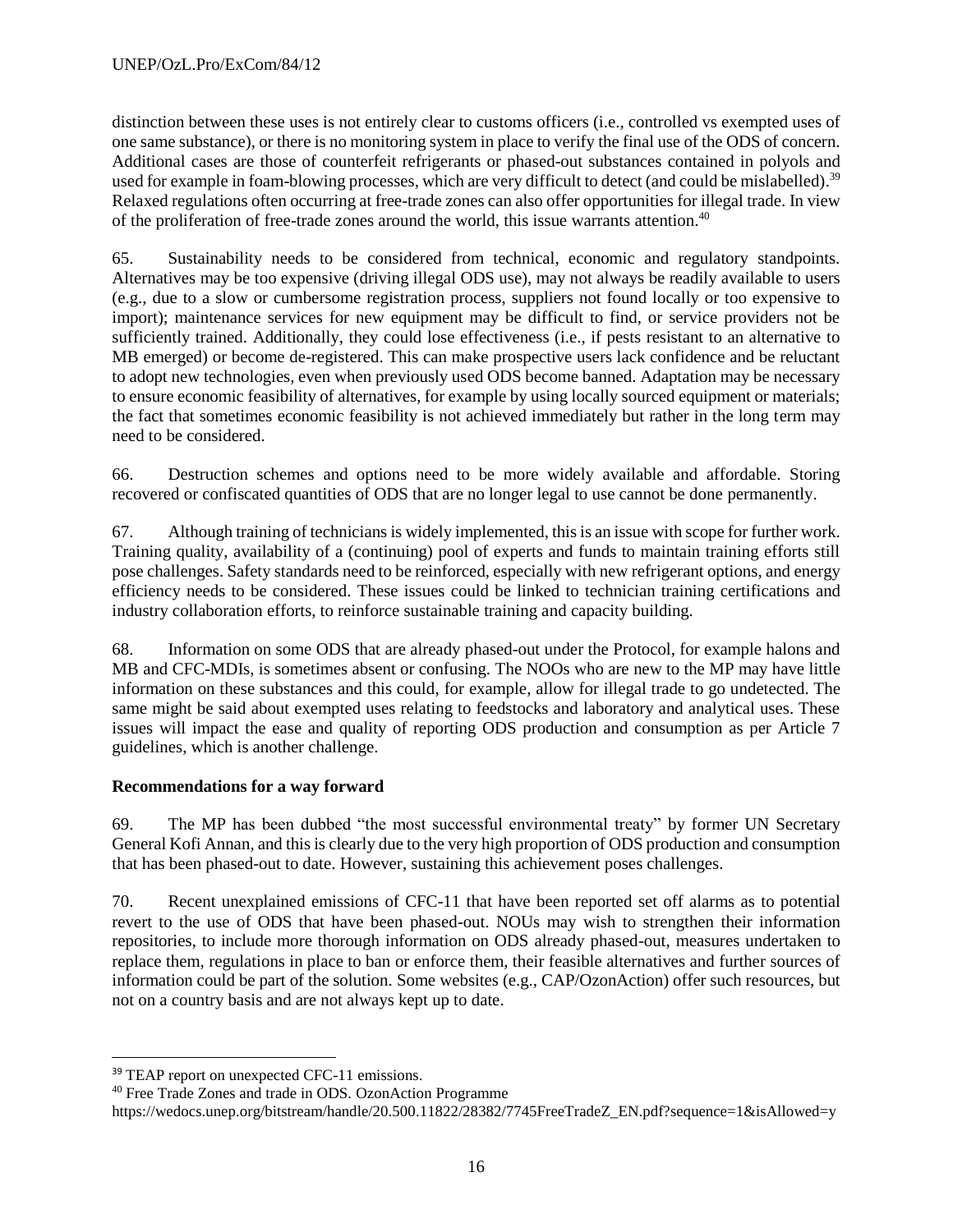distinction between these uses is not entirely clear to customs officers (i.e., controlled vs exempted uses of one same substance), or there is no monitoring system in place to verify the final use of the ODS of concern. Additional cases are those of counterfeit refrigerants or phased-out substances contained in polyols and used for example in foam-blowing processes, which are very difficult to detect (and could be mislabelled).[39] Relaxed regulations often occurring at free-trade zones can also offer opportunities for illegal trade. In view of the proliferation of free-trade zones around the world, this issue warrants attention.[40]

65. Sustainability needs to be considered from technical, economic and regulatory standpoints. Alternatives may be too expensive (driving illegal ODS use), may not always be readily available to users (e.g., due to a slow or cumbersome registration process, suppliers not found locally or too expensive to import); maintenance services for new equipment may be difficult to find, or service providers not be sufficiently trained. Additionally, they could lose effectiveness (i.e., if pests resistant to an alternative to MB emerged) or become de-registered. This can make prospective users lack confidence and be reluctant to adopt new technologies, even when previously used ODS become banned. Adaptation may be necessary to ensure economic feasibility of alternatives, for example by using locally sourced equipment or materials; the fact that sometimes economic feasibility is not achieved immediately but rather in the long term may need to be considered.

66. Destruction schemes and options need to be more widely available and affordable. Storing recovered or confiscated quantities of ODS that are no longer legal to use cannot be done permanently.

67. Although training of technicians is widely implemented, this is an issue with scope for further work. Training quality, availability of a (continuing) pool of experts and funds to maintain training efforts still pose challenges. Safety standards need to be reinforced, especially with new refrigerant options, and energy efficiency needs to be considered. These issues could be linked to technician training certifications and industry collaboration efforts, to reinforce sustainable training and capacity building.

68. Information on some ODS that are already phased-out under the Protocol, for example halons and MB and CFC-MDIs, is sometimes absent or confusing. The NOOs who are new to the MP may have little information on these substances and this could, for example, allow for illegal trade to go undetected. The same might be said about exempted uses relating to feedstocks and laboratory and analytical uses. These issues will impact the ease and quality of reporting ODS production and consumption as per Article 7 guidelines, which is another challenge.

**Recommendations for a way forward**

69. The MP has been dubbed "the most successful environmental treaty" by former UN Secretary General Kofi Annan, and this is clearly due to the very high proportion of ODS production and consumption that has been phased-out to date. However, sustaining this achievement poses challenges.

70. Recent unexplained emissions of CFC-11 that have been reported set off alarms as to potential revert to the use of ODS that have been phased-out. NOUs may wish to strengthen their information repositories, to include more thorough information on ODS already phased-out, measures undertaken to replace them, regulations in place to ban or enforce them, their feasible alternatives and further sources of information could be part of the solution. Some websites (e.g., CAP/OzonAction) offer such resources, but not on a country basis and are not always kept up to date.

---

[39] TEAP report on unexpected CFC-11 emissions.

[40] Free Trade Zones and trade in ODS. OzonAction Programme https://wedocs.unep.org/bitstream/handle/20.500.11822/28382/7745FreeTradeZ_EN.pdf?sequence=1&isAllowed=y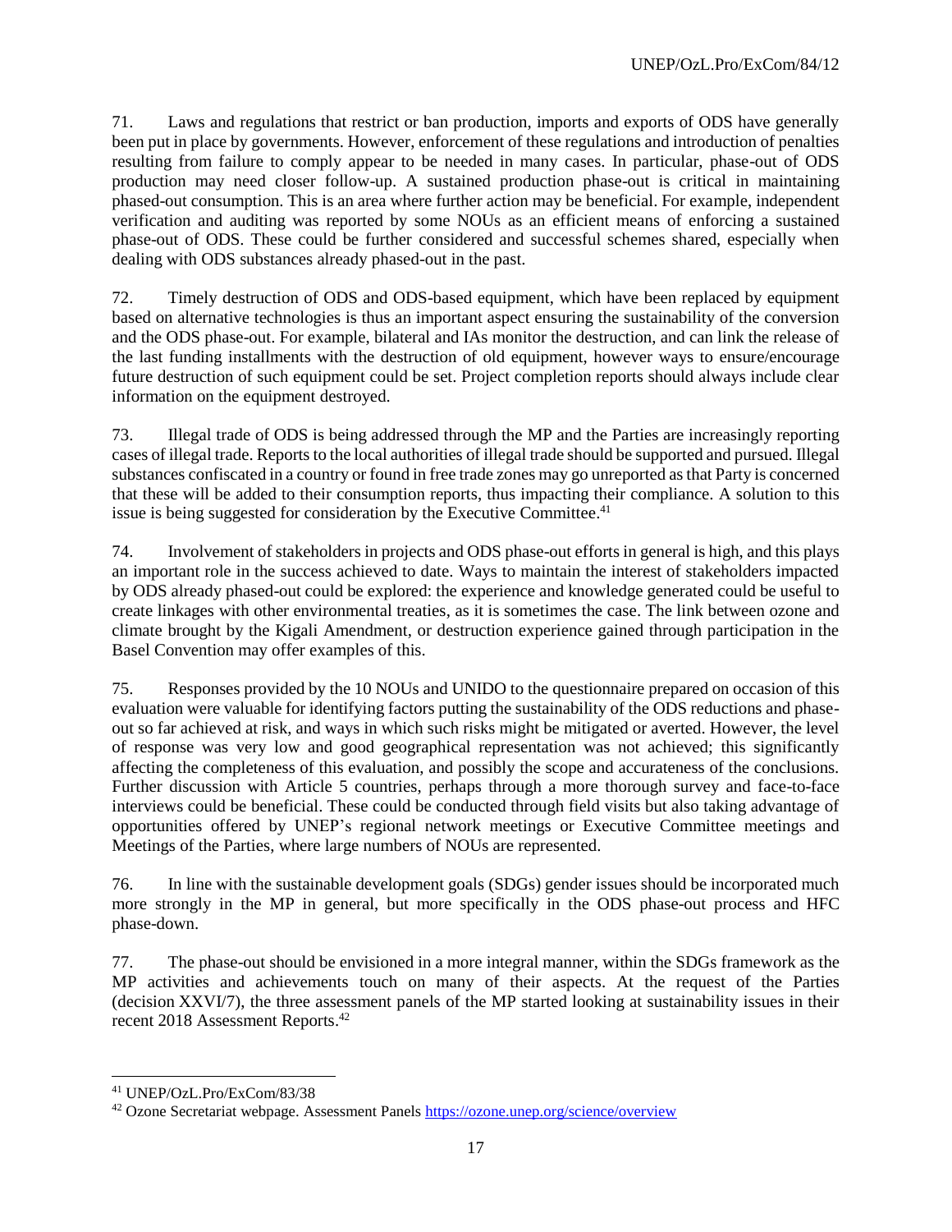71. Laws and regulations that restrict or ban production, imports and exports of ODS have generally been put in place by governments. However, enforcement of these regulations and introduction of penalties resulting from failure to comply appear to be needed in many cases. In particular, phase-out of ODS production may need closer follow-up. A sustained production phase-out is critical in maintaining phased-out consumption. This is an area where further action may be beneficial. For example, independent verification and auditing was reported by some NOUs as an efficient means of enforcing a sustained phase-out of ODS. These could be further considered and successful schemes shared, especially when dealing with ODS substances already phased-out in the past.

72. Timely destruction of ODS and ODS-based equipment, which have been replaced by equipment based on alternative technologies is thus an important aspect ensuring the sustainability of the conversion and the ODS phase-out. For example, bilateral and IAs monitor the destruction, and can link the release of the last funding installments with the destruction of old equipment, however ways to ensure/encourage future destruction of such equipment could be set. Project completion reports should always include clear information on the equipment destroyed.

73. Illegal trade of ODS is being addressed through the MP and the Parties are increasingly reporting cases of illegal trade. Reports to the local authorities of illegal trade should be supported and pursued. Illegal substances confiscated in a country or found in free trade zones may go unreported as that Party is concerned that these will be added to their consumption reports, thus impacting their compliance. A solution to this issue is being suggested for consideration by the Executive Committee.[41]

74. Involvement of stakeholders in projects and ODS phase-out efforts in general is high, and this plays an important role in the success achieved to date. Ways to maintain the interest of stakeholders impacted by ODS already phased-out could be explored: the experience and knowledge generated could be useful to create linkages with other environmental treaties, as it is sometimes the case. The link between ozone and climate brought by the Kigali Amendment, or destruction experience gained through participation in the Basel Convention may offer examples of this.

75. Responses provided by the 10 NOUs and UNIDO to the questionnaire prepared on occasion of this evaluation were valuable for identifying factors putting the sustainability of the ODS reductions and phase-out so far achieved at risk, and ways in which such risks might be mitigated or averted. However, the level of response was very low and good geographical representation was not achieved; this significantly affecting the completeness of this evaluation, and possibly the scope and accurateness of the conclusions. Further discussion with Article 5 countries, perhaps through a more thorough survey and face-to-face interviews could be beneficial. These could be conducted through field visits but also taking advantage of opportunities offered by UNEP's regional network meetings or Executive Committee meetings and Meetings of the Parties, where large numbers of NOUs are represented.

76. In line with the sustainable development goals (SDGs) gender issues should be incorporated much more strongly in the MP in general, but more specifically in the ODS phase-out process and HFC phase-down.

77. The phase-out should be envisioned in a more integral manner, within the SDGs framework as the MP activities and achievements touch on many of their aspects. At the request of the Parties (decision XXVI/7), the three assessment panels of the MP started looking at sustainability issues in their recent 2018 Assessment Reports.[42]

---

[41] UNEP/OzL.Pro/ExCom/83/38

[42] Ozone Secretariat webpage. Assessment Panels https://ozone.unep.org/science/overview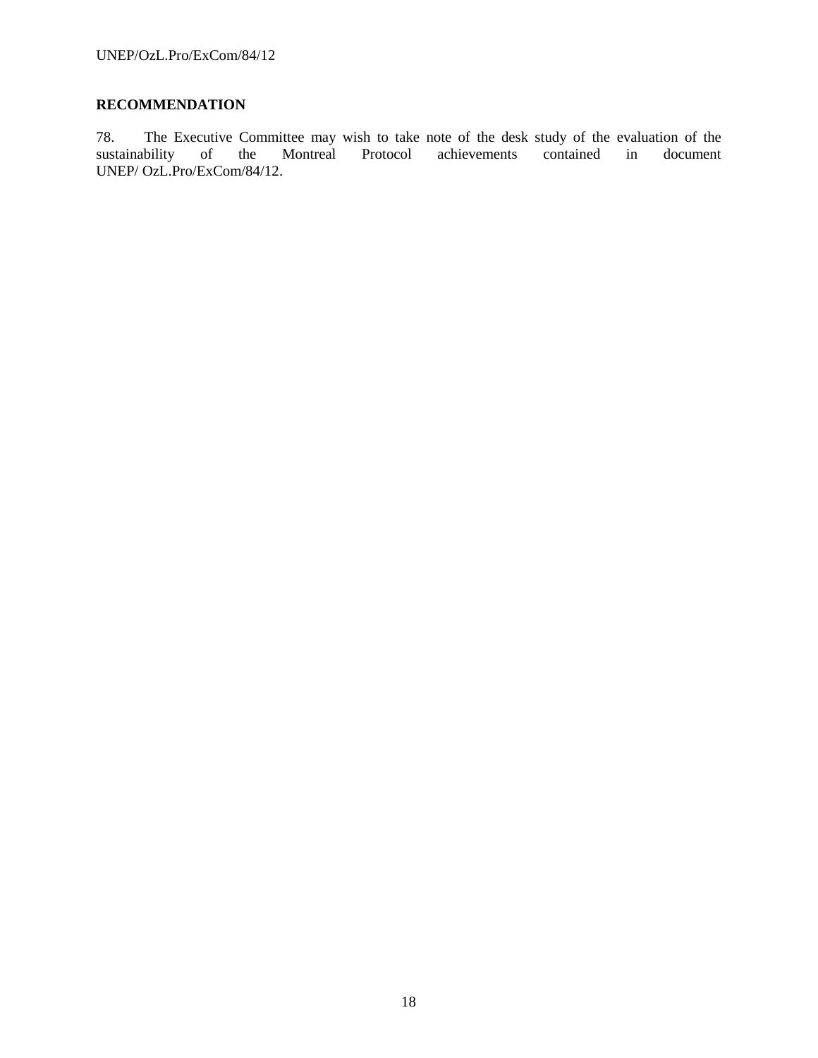## RECOMMENDATION

78. The Executive Committee may wish to take note of the desk study of the evaluation of the sustainability of the Montreal Protocol achievements contained in document UNEP/ OzL.Pro/ExCom/84/12.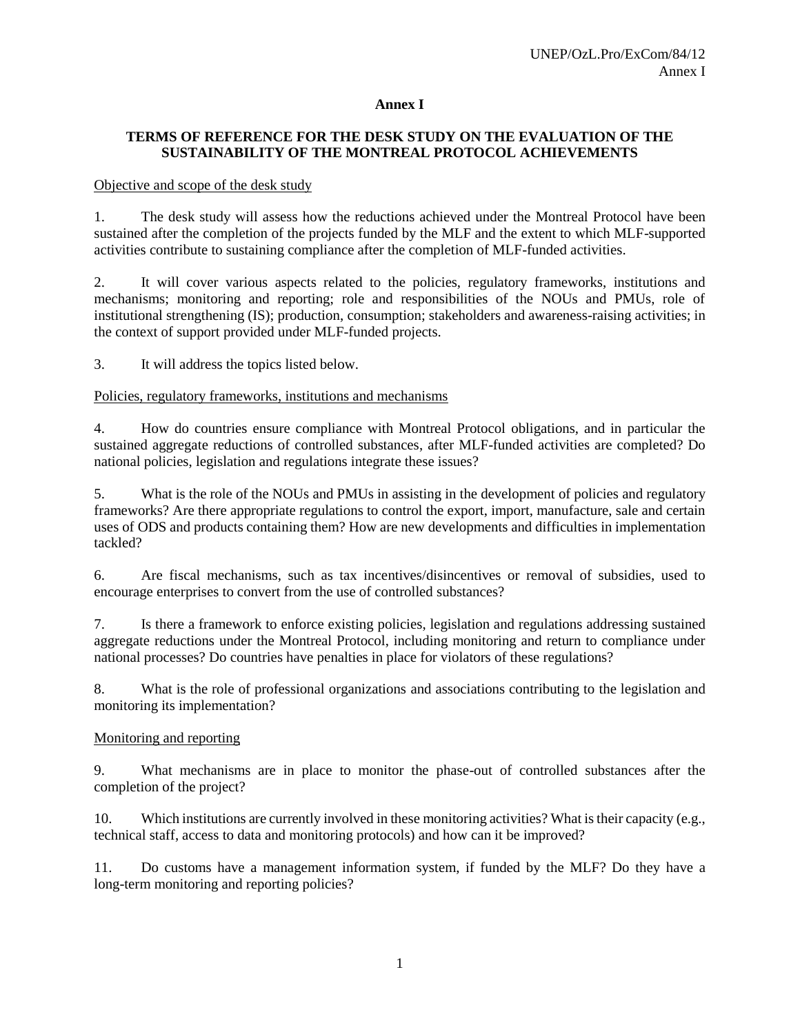# Annex I

## TERMS OF REFERENCE FOR THE DESK STUDY ON THE EVALUATION OF THE SUSTAINABILITY OF THE MONTREAL PROTOCOL ACHIEVEMENTS

Objective and scope of the desk study

1. The desk study will assess how the reductions achieved under the Montreal Protocol have been sustained after the completion of the projects funded by the MLF and the extent to which MLF-supported activities contribute to sustaining compliance after the completion of MLF-funded activities.

2. It will cover various aspects related to the policies, regulatory frameworks, institutions and mechanisms; monitoring and reporting; role and responsibilities of the NOUs and PMUs, role of institutional strengthening (IS); production, consumption; stakeholders and awareness-raising activities; in the context of support provided under MLF-funded projects.

3. It will address the topics listed below.

Policies, regulatory frameworks, institutions and mechanisms

4. How do countries ensure compliance with Montreal Protocol obligations, and in particular the sustained aggregate reductions of controlled substances, after MLF-funded activities are completed? Do national policies, legislation and regulations integrate these issues?

5. What is the role of the NOUs and PMUs in assisting in the development of policies and regulatory frameworks? Are there appropriate regulations to control the export, import, manufacture, sale and certain uses of ODS and products containing them? How are new developments and difficulties in implementation tackled?

6. Are fiscal mechanisms, such as tax incentives/disincentives or removal of subsidies, used to encourage enterprises to convert from the use of controlled substances?

7. Is there a framework to enforce existing policies, legislation and regulations addressing sustained aggregate reductions under the Montreal Protocol, including monitoring and return to compliance under national processes? Do countries have penalties in place for violators of these regulations?

8. What is the role of professional organizations and associations contributing to the legislation and monitoring its implementation?

Monitoring and reporting

9. What mechanisms are in place to monitor the phase-out of controlled substances after the completion of the project?

10. Which institutions are currently involved in these monitoring activities? What is their capacity (e.g., technical staff, access to data and monitoring protocols) and how can it be improved?

11. Do customs have a management information system, if funded by the MLF? Do they have a long-term monitoring and reporting policies?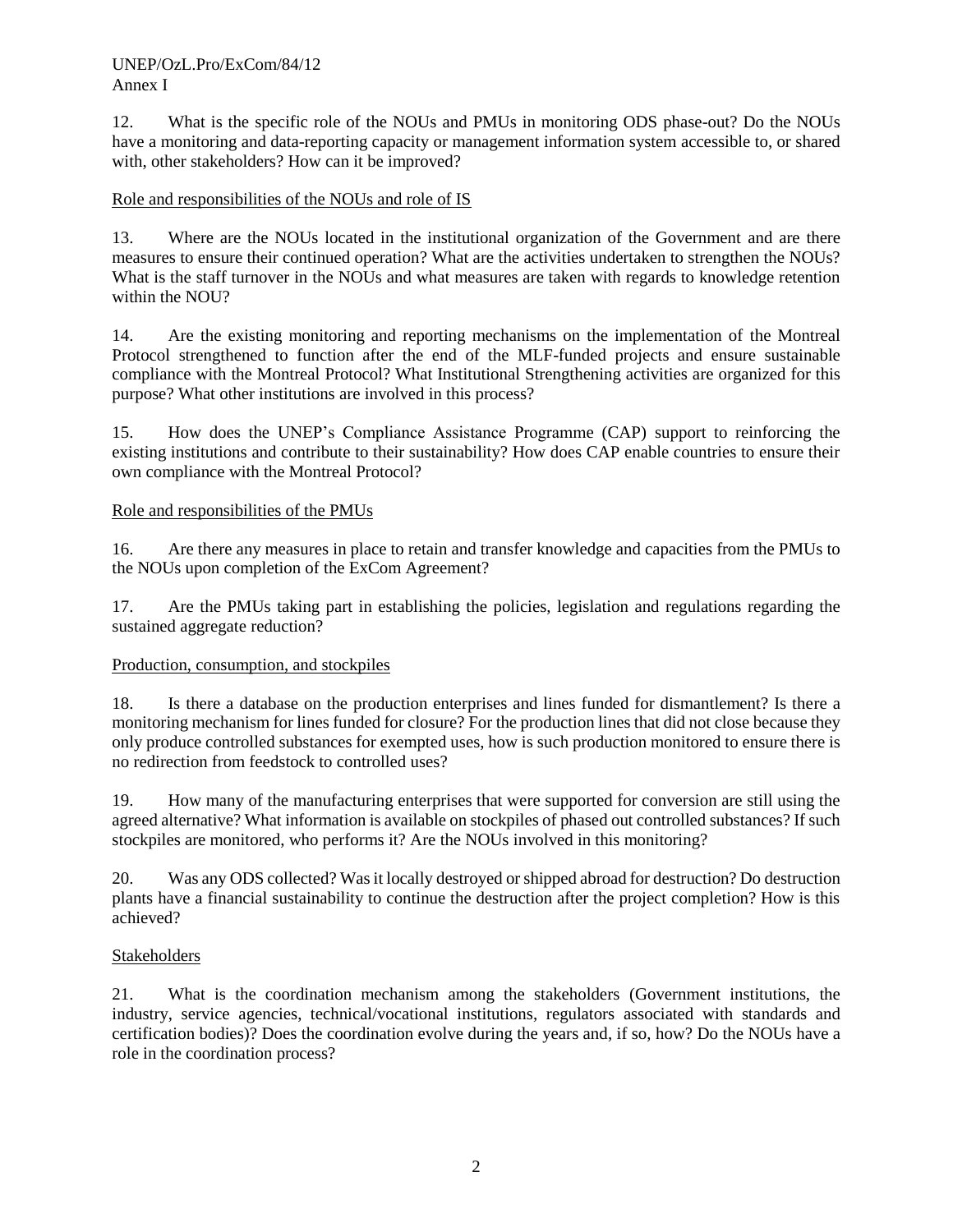12. What is the specific role of the NOUs and PMUs in monitoring ODS phase-out? Do the NOUs have a monitoring and data-reporting capacity or management information system accessible to, or shared with, other stakeholders? How can it be improved?

Role and responsibilities of the NOUs and role of IS

13. Where are the NOUs located in the institutional organization of the Government and are there measures to ensure their continued operation? What are the activities undertaken to strengthen the NOUs? What is the staff turnover in the NOUs and what measures are taken with regards to knowledge retention within the NOU?

14. Are the existing monitoring and reporting mechanisms on the implementation of the Montreal Protocol strengthened to function after the end of the MLF-funded projects and ensure sustainable compliance with the Montreal Protocol? What Institutional Strengthening activities are organized for this purpose? What other institutions are involved in this process?

15. How does the UNEP's Compliance Assistance Programme (CAP) support to reinforcing the existing institutions and contribute to their sustainability? How does CAP enable countries to ensure their own compliance with the Montreal Protocol?

Role and responsibilities of the PMUs

16. Are there any measures in place to retain and transfer knowledge and capacities from the PMUs to the NOUs upon completion of the ExCom Agreement?

17. Are the PMUs taking part in establishing the policies, legislation and regulations regarding the sustained aggregate reduction?

Production, consumption, and stockpiles

18. Is there a database on the production enterprises and lines funded for dismantlement? Is there a monitoring mechanism for lines funded for closure? For the production lines that did not close because they only produce controlled substances for exempted uses, how is such production monitored to ensure there is no redirection from feedstock to controlled uses?

19. How many of the manufacturing enterprises that were supported for conversion are still using the agreed alternative? What information is available on stockpiles of phased out controlled substances? If such stockpiles are monitored, who performs it? Are the NOUs involved in this monitoring?

20. Was any ODS collected? Was it locally destroyed or shipped abroad for destruction? Do destruction plants have a financial sustainability to continue the destruction after the project completion? How is this achieved?

Stakeholders

21. What is the coordination mechanism among the stakeholders (Government institutions, the industry, service agencies, technical/vocational institutions, regulators associated with standards and certification bodies)? Does the coordination evolve during the years and, if so, how? Do the NOUs have a role in the coordination process?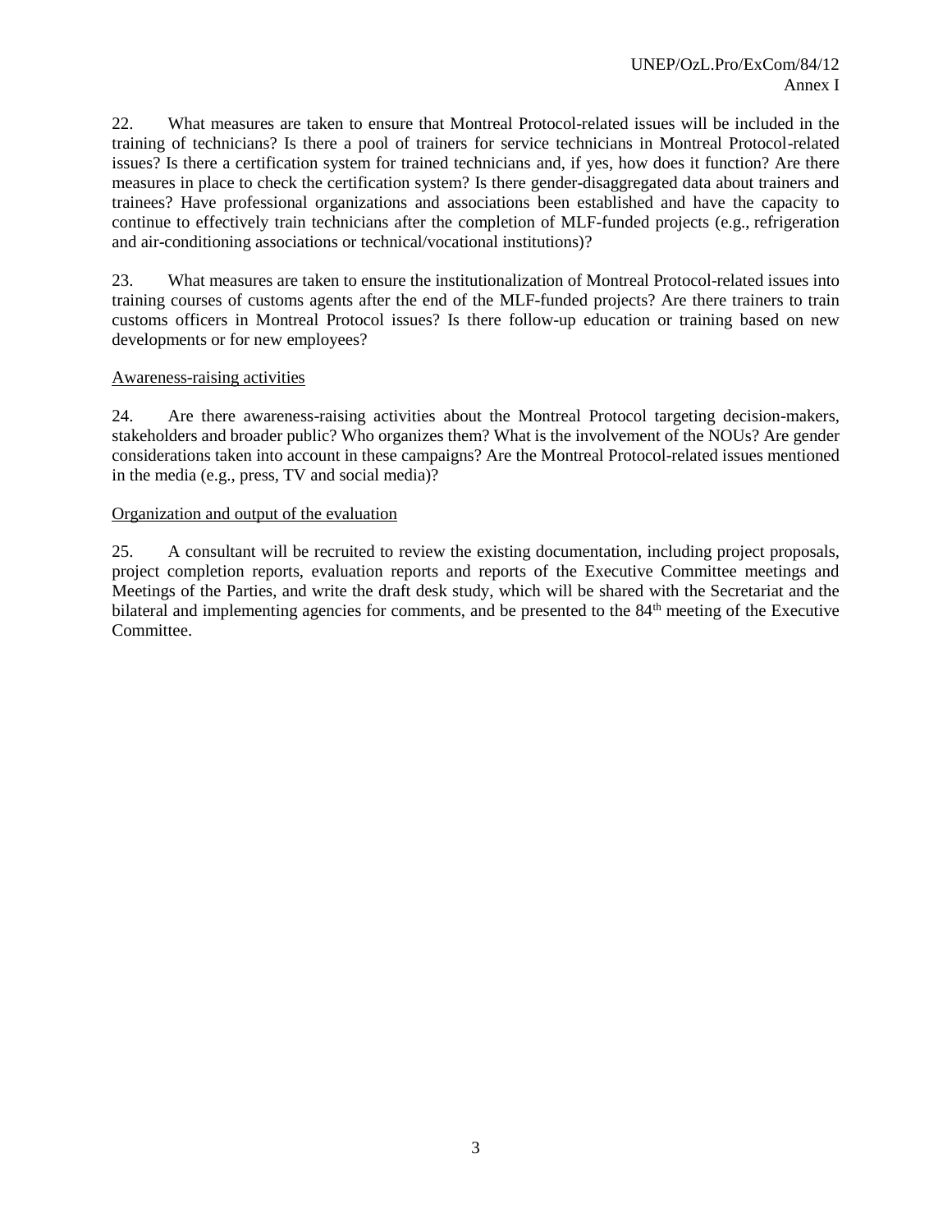22. What measures are taken to ensure that Montreal Protocol-related issues will be included in the training of technicians? Is there a pool of trainers for service technicians in Montreal Protocol-related issues? Is there a certification system for trained technicians and, if yes, how does it function? Are there measures in place to check the certification system? Is there gender-disaggregated data about trainers and trainees? Have professional organizations and associations been established and have the capacity to continue to effectively train technicians after the completion of MLF-funded projects (e.g., refrigeration and air-conditioning associations or technical/vocational institutions)?

23. What measures are taken to ensure the institutionalization of Montreal Protocol-related issues into training courses of customs agents after the end of the MLF-funded projects? Are there trainers to train customs officers in Montreal Protocol issues? Is there follow-up education or training based on new developments or for new employees?

Awareness-raising activities

24. Are there awareness-raising activities about the Montreal Protocol targeting decision-makers, stakeholders and broader public? Who organizes them? What is the involvement of the NOUs? Are gender considerations taken into account in these campaigns? Are the Montreal Protocol-related issues mentioned in the media (e.g., press, TV and social media)?

Organization and output of the evaluation

25. A consultant will be recruited to review the existing documentation, including project proposals, project completion reports, evaluation reports and reports of the Executive Committee meetings and Meetings of the Parties, and write the draft desk study, which will be shared with the Secretariat and the bilateral and implementing agencies for comments, and be presented to the 84th meeting of the Executive Committee.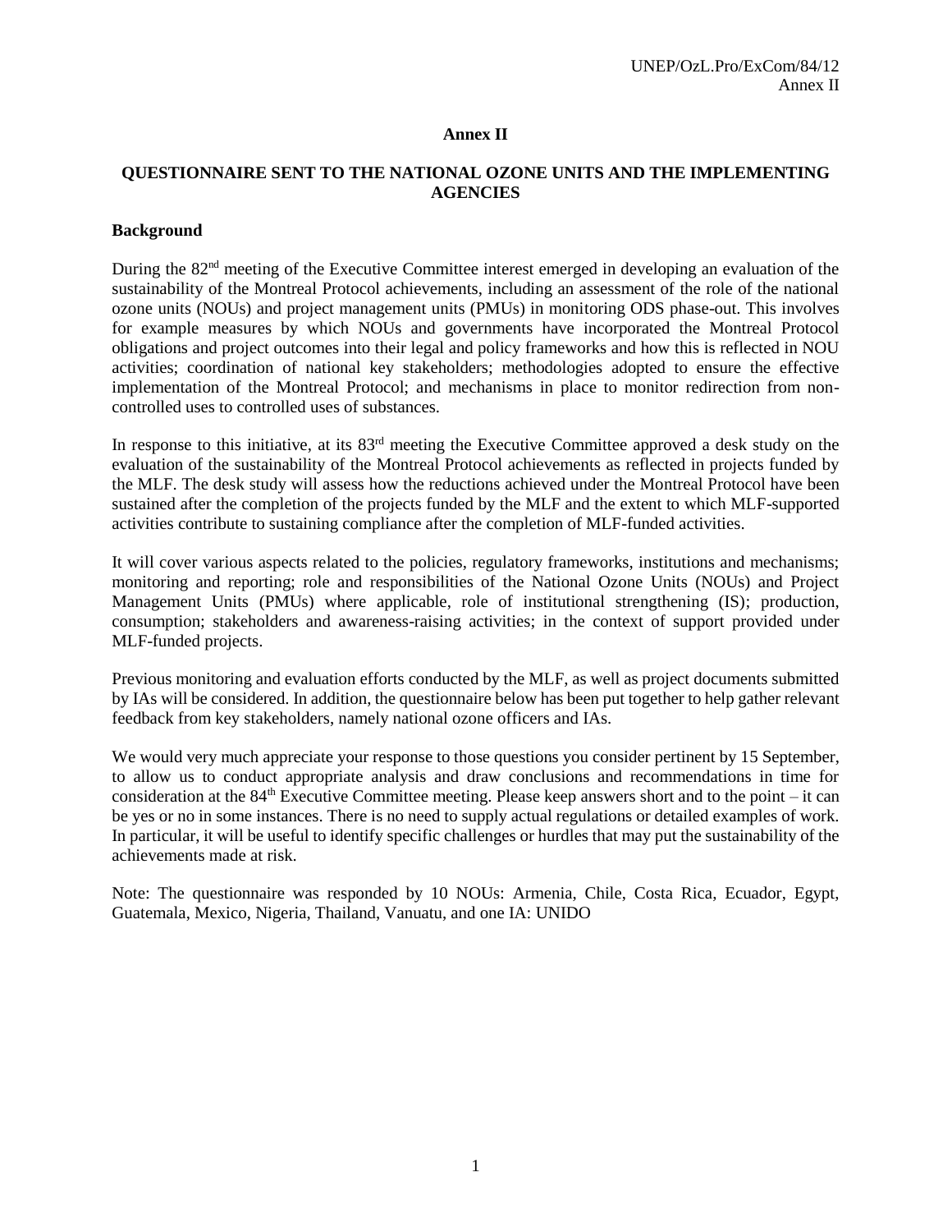# Annex II

## QUESTIONNAIRE SENT TO THE NATIONAL OZONE UNITS AND THE IMPLEMENTING AGENCIES

### Background

During the 82nd meeting of the Executive Committee interest emerged in developing an evaluation of the sustainability of the Montreal Protocol achievements, including an assessment of the role of the national ozone units (NOUs) and project management units (PMUs) in monitoring ODS phase-out. This involves for example measures by which NOUs and governments have incorporated the Montreal Protocol obligations and project outcomes into their legal and policy frameworks and how this is reflected in NOU activities; coordination of national key stakeholders; methodologies adopted to ensure the effective implementation of the Montreal Protocol; and mechanisms in place to monitor redirection from non-controlled uses to controlled uses of substances.

In response to this initiative, at its 83rd meeting the Executive Committee approved a desk study on the evaluation of the sustainability of the Montreal Protocol achievements as reflected in projects funded by the MLF. The desk study will assess how the reductions achieved under the Montreal Protocol have been sustained after the completion of the projects funded by the MLF and the extent to which MLF-supported activities contribute to sustaining compliance after the completion of MLF-funded activities.

It will cover various aspects related to the policies, regulatory frameworks, institutions and mechanisms; monitoring and reporting; role and responsibilities of the National Ozone Units (NOUs) and Project Management Units (PMUs) where applicable, role of institutional strengthening (IS); production, consumption; stakeholders and awareness-raising activities; in the context of support provided under MLF-funded projects.

Previous monitoring and evaluation efforts conducted by the MLF, as well as project documents submitted by IAs will be considered. In addition, the questionnaire below has been put together to help gather relevant feedback from key stakeholders, namely national ozone officers and IAs.

We would very much appreciate your response to those questions you consider pertinent by 15 September, to allow us to conduct appropriate analysis and draw conclusions and recommendations in time for consideration at the 84th Executive Committee meeting. Please keep answers short and to the point – it can be yes or no in some instances. There is no need to supply actual regulations or detailed examples of work. In particular, it will be useful to identify specific challenges or hurdles that may put the sustainability of the achievements made at risk.

Note: The questionnaire was responded by 10 NOUs: Armenia, Chile, Costa Rica, Ecuador, Egypt, Guatemala, Mexico, Nigeria, Thailand, Vanuatu, and one IA: UNIDO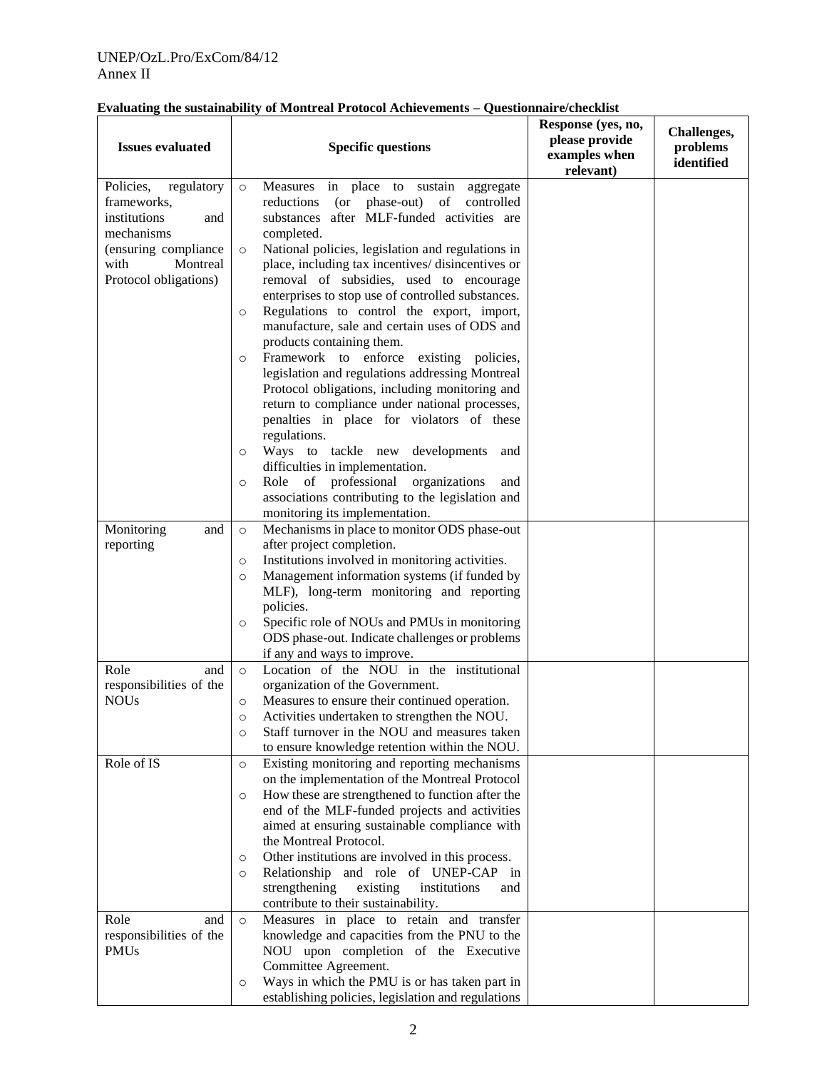**Evaluating the sustainability of Montreal Protocol Achievements – Questionnaire/checklist**

| Issues evaluated | Specific questions | Response (yes, no, please provide examples when relevant) | Challenges, problems identified |
|---|---|---|---|
| Policies, regulatory frameworks, institutions and mechanisms (ensuring compliance with Montreal Protocol obligations) | ○ Measures in place to sustain aggregate reductions (or phase-out) of controlled substances after MLF-funded activities are completed.<br>○ National policies, legislation and regulations in place, including tax incentives/ disincentives or removal of subsidies, used to encourage enterprises to stop use of controlled substances.<br>○ Regulations to control the export, import, manufacture, sale and certain uses of ODS and products containing them.<br>○ Framework to enforce existing policies, legislation and regulations addressing Montreal Protocol obligations, including monitoring and return to compliance under national processes, penalties in place for violators of these regulations.<br>○ Ways to tackle new developments and difficulties in implementation.<br>○ Role of professional organizations and associations contributing to the legislation and monitoring its implementation. | | |
| Monitoring and reporting | ○ Mechanisms in place to monitor ODS phase-out after project completion.<br>○ Institutions involved in monitoring activities.<br>○ Management information systems (if funded by MLF), long-term monitoring and reporting policies.<br>○ Specific role of NOUs and PMUs in monitoring ODS phase-out. Indicate challenges or problems if any and ways to improve. | | |
| Role and responsibilities of the NOUs | ○ Location of the NOU in the institutional organization of the Government.<br>○ Measures to ensure their continued operation.<br>○ Activities undertaken to strengthen the NOU.<br>○ Staff turnover in the NOU and measures taken to ensure knowledge retention within the NOU. | | |
| Role of IS | ○ Existing monitoring and reporting mechanisms on the implementation of the Montreal Protocol<br>○ How these are strengthened to function after the end of the MLF-funded projects and activities aimed at ensuring sustainable compliance with the Montreal Protocol.<br>○ Other institutions are involved in this process.<br>○ Relationship and role of UNEP-CAP in strengthening existing institutions and contribute to their sustainability. | | |
| Role and responsibilities of the PMUs | ○ Measures in place to retain and transfer knowledge and capacities from the PNU to the NOU upon completion of the Executive Committee Agreement.<br>○ Ways in which the PMU is or has taken part in establishing policies, legislation and regulations | | |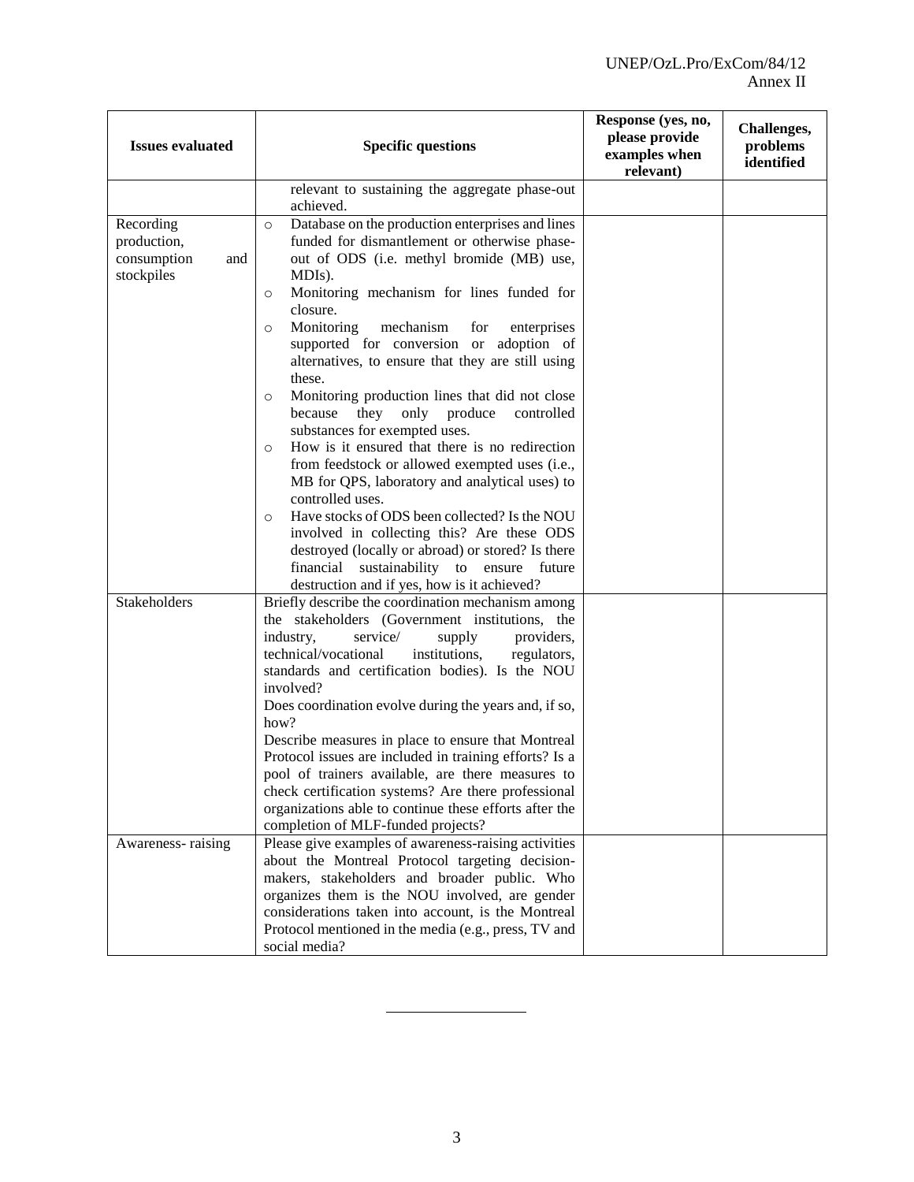| Issues evaluated | Specific questions | Response (yes, no, please provide examples when relevant) | Challenges, problems identified |
|---|---|---|---|
| | relevant to sustaining the aggregate phase-out achieved. | | |
| Recording production, consumption and stockpiles | ○ Database on the production enterprises and lines funded for dismantlement or otherwise phase-out of ODS (i.e. methyl bromide (MB) use, MDIs).<br>○ Monitoring mechanism for lines funded for closure.<br>○ Monitoring mechanism for enterprises supported for conversion or adoption of alternatives, to ensure that they are still using these.<br>○ Monitoring production lines that did not close because they only produce controlled substances for exempted uses.<br>○ How is it ensured that there is no redirection from feedstock or allowed exempted uses (i.e., MB for QPS, laboratory and analytical uses) to controlled uses.<br>○ Have stocks of ODS been collected? Is the NOU involved in collecting this? Are these ODS destroyed (locally or abroad) or stored? Is there financial sustainability to ensure future destruction and if yes, how is it achieved? | | |
| Stakeholders | Briefly describe the coordination mechanism among the stakeholders (Government institutions, the industry, service/ supply providers, technical/vocational institutions, regulators, standards and certification bodies). Is the NOU involved?<br>Does coordination evolve during the years and, if so, how?<br>Describe measures in place to ensure that Montreal Protocol issues are included in training efforts? Is a pool of trainers available, are there measures to check certification systems? Are there professional organizations able to continue these efforts after the completion of MLF-funded projects? | | |
| Awareness- raising | Please give examples of awareness-raising activities about the Montreal Protocol targeting decision-makers, stakeholders and broader public. Who organizes them is the NOU involved, are gender considerations taken into account, is the Montreal Protocol mentioned in the media (e.g., press, TV and social media? | | |